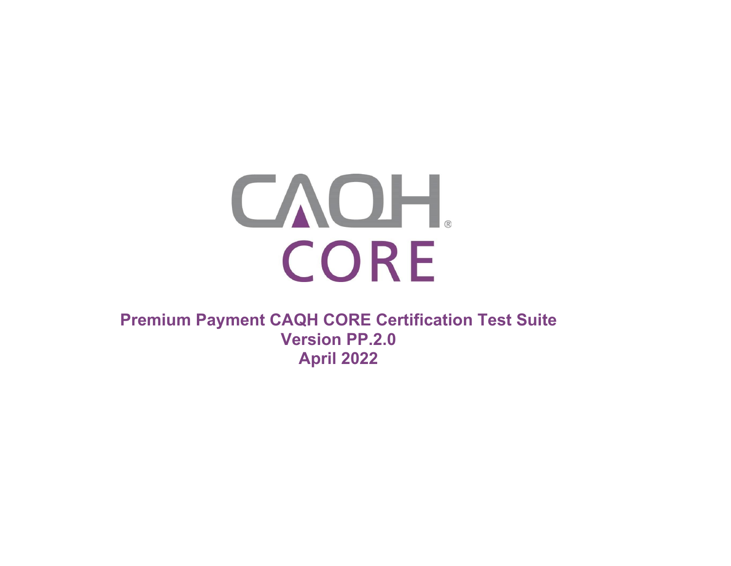CAQH®

CORE

**Premium Payment CAQH CORE Certification Test Suite**

**Version PP.2.0**

**April 2022**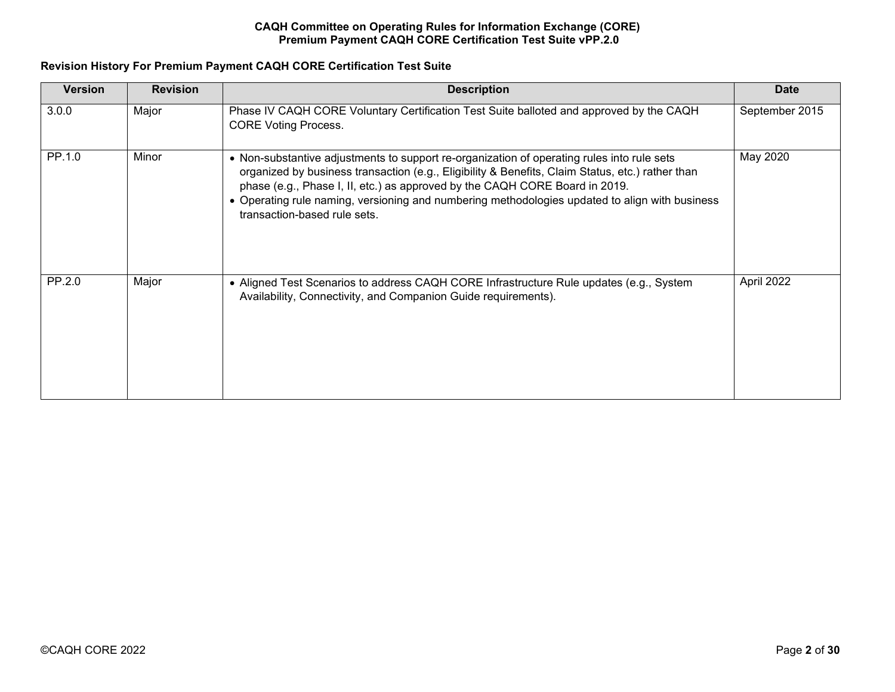**Revision History For Premium Payment CAQH CORE Certification Test Suite**

| Version | Revision | Description | Date |
| --- | --- | --- | --- |
| 3.0.0 | Major | Phase IV CAQH CORE Voluntary Certification Test Suite balloted and approved by the CAQH CORE Voting Process. | September 2015 |
| PP.1.0 | Minor | • Non-substantive adjustments to support re-organization of operating rules into rule sets organized by business transaction (e.g., Eligibility & Benefits, Claim Status, etc.) rather than phase (e.g., Phase I, II, etc.) as approved by the CAQH CORE Board in 2019.<br>• Operating rule naming, versioning and numbering methodologies updated to align with business transaction-based rule sets. | May 2020 |
| PP.2.0 | Major | • Aligned Test Scenarios to address CAQH CORE Infrastructure Rule updates (e.g., System Availability, Connectivity, and Companion Guide requirements). | April 2022 |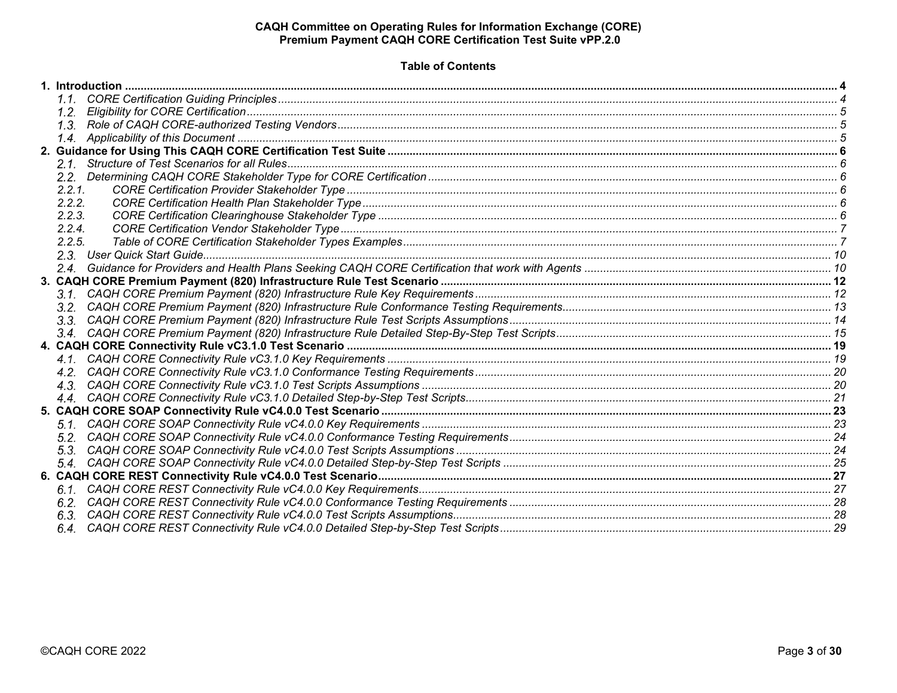**CAQH Committee on Operating Rules for Information Exchange (CORE)**
**Premium Payment CAQH CORE Certification Test Suite vPP.2.0**

## Table of Contents

**1. Introduction ..... 4**
- *1.1. CORE Certification Guiding Principles ..... 4*
- *1.2. Eligibility for CORE Certification ..... 5*
- *1.3. Role of CAQH CORE-authorized Testing Vendors ..... 5*
- *1.4. Applicability of this Document ..... 5*

**2. Guidance for Using This CAQH CORE Certification Test Suite ..... 6**
- *2.1. Structure of Test Scenarios for all Rules ..... 6*
- *2.2. Determining CAQH CORE Stakeholder Type for CORE Certification ..... 6*
- *2.2.1. CORE Certification Provider Stakeholder Type ..... 6*
- *2.2.2. CORE Certification Health Plan Stakeholder Type ..... 6*
- *2.2.3. CORE Certification Clearinghouse Stakeholder Type ..... 6*
- *2.2.4. CORE Certification Vendor Stakeholder Type ..... 7*
- *2.2.5. Table of CORE Certification Stakeholder Types Examples ..... 7*
- *2.3. User Quick Start Guide ..... 10*
- *2.4. Guidance for Providers and Health Plans Seeking CAQH CORE Certification that work with Agents ..... 10*

**3. CAQH CORE Premium Payment (820) Infrastructure Rule Test Scenario ..... 12**
- *3.1. CAQH CORE Premium Payment (820) Infrastructure Rule Key Requirements ..... 12*
- *3.2. CAQH CORE Premium Payment (820) Infrastructure Rule Conformance Testing Requirements ..... 13*
- *3.3. CAQH CORE Premium Payment (820) Infrastructure Rule Test Scripts Assumptions ..... 14*
- *3.4. CAQH CORE Premium Payment (820) Infrastructure Rule Detailed Step-By-Step Test Scripts ..... 15*

**4. CAQH CORE Connectivity Rule vC3.1.0 Test Scenario ..... 19**
- *4.1. CAQH CORE Connectivity Rule vC3.1.0 Key Requirements ..... 19*
- *4.2. CAQH CORE Connectivity Rule vC3.1.0 Conformance Testing Requirements ..... 20*
- *4.3. CAQH CORE Connectivity Rule vC3.1.0 Test Scripts Assumptions ..... 20*
- *4.4. CAQH CORE Connectivity Rule vC3.1.0 Detailed Step-by-Step Test Scripts ..... 21*

**5. CAQH CORE SOAP Connectivity Rule vC4.0.0 Test Scenario ..... 23**
- *5.1. CAQH CORE SOAP Connectivity Rule vC4.0.0 Key Requirements ..... 23*
- *5.2. CAQH CORE SOAP Connectivity Rule vC4.0.0 Conformance Testing Requirements ..... 24*
- *5.3. CAQH CORE SOAP Connectivity Rule vC4.0.0 Test Scripts Assumptions ..... 24*
- *5.4. CAQH CORE SOAP Connectivity Rule vC4.0.0 Detailed Step-by-Step Test Scripts ..... 25*

**6. CAQH CORE REST Connectivity Rule vC4.0.0 Test Scenario ..... 27**
- *6.1. CAQH CORE REST Connectivity Rule vC4.0.0 Key Requirements ..... 27*
- *6.2. CAQH CORE REST Connectivity Rule vC4.0.0 Conformance Testing Requirements ..... 28*
- *6.3. CAQH CORE REST Connectivity Rule vC4.0.0 Test Scripts Assumptions ..... 28*
- *6.4. CAQH CORE REST Connectivity Rule vC4.0.0 Detailed Step-by-Step Test Scripts ..... 29*

©CAQH CORE 2022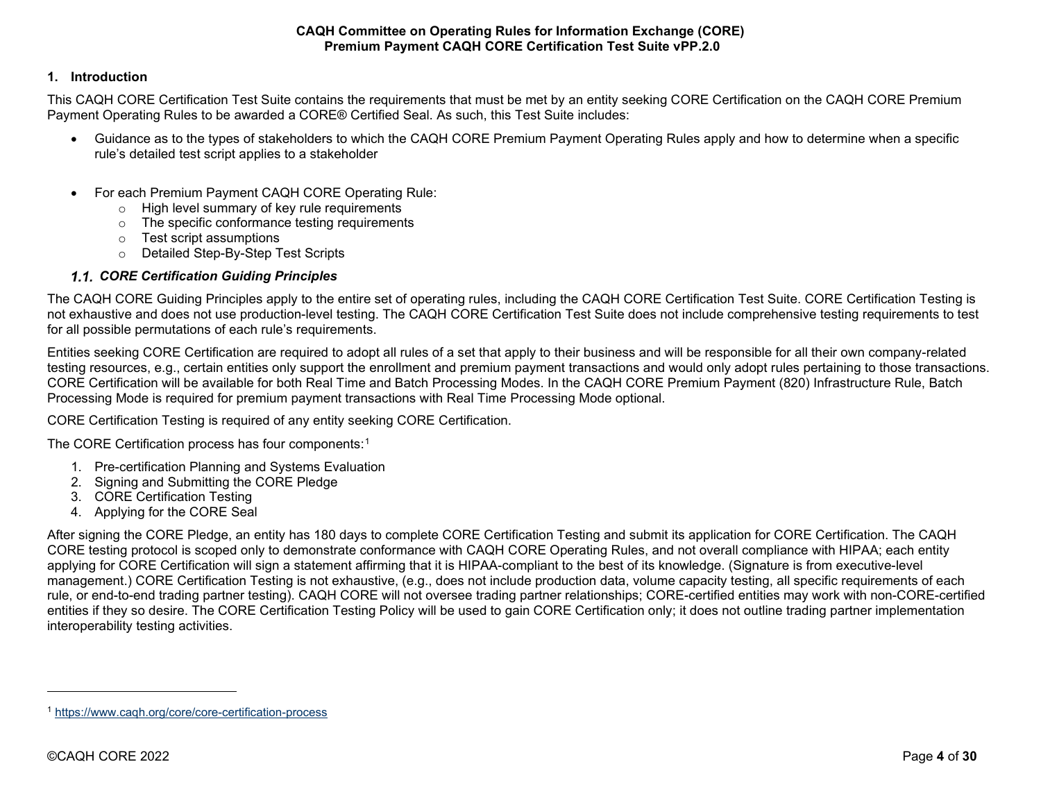## 1. Introduction

This CAQH CORE Certification Test Suite contains the requirements that must be met by an entity seeking CORE Certification on the CAQH CORE Premium Payment Operating Rules to be awarded a CORE® Certified Seal. As such, this Test Suite includes:

- Guidance as to the types of stakeholders to which the CAQH CORE Premium Payment Operating Rules apply and how to determine when a specific rule's detailed test script applies to a stakeholder

- For each Premium Payment CAQH CORE Operating Rule:
  - High level summary of key rule requirements
  - The specific conformance testing requirements
  - Test script assumptions
  - Detailed Step-By-Step Test Scripts

### *1.1. CORE Certification Guiding Principles*

The CAQH CORE Guiding Principles apply to the entire set of operating rules, including the CAQH CORE Certification Test Suite. CORE Certification Testing is not exhaustive and does not use production-level testing. The CAQH CORE Certification Test Suite does not include comprehensive testing requirements to test for all possible permutations of each rule's requirements.

Entities seeking CORE Certification are required to adopt all rules of a set that apply to their business and will be responsible for all their own company-related testing resources, e.g., certain entities only support the enrollment and premium payment transactions and would only adopt rules pertaining to those transactions. CORE Certification will be available for both Real Time and Batch Processing Modes. In the CAQH CORE Premium Payment (820) Infrastructure Rule, Batch Processing Mode is required for premium payment transactions with Real Time Processing Mode optional.

CORE Certification Testing is required of any entity seeking CORE Certification.

The CORE Certification process has four components:[1]

1. Pre-certification Planning and Systems Evaluation
2. Signing and Submitting the CORE Pledge
3. CORE Certification Testing
4. Applying for the CORE Seal

After signing the CORE Pledge, an entity has 180 days to complete CORE Certification Testing and submit its application for CORE Certification. The CAQH CORE testing protocol is scoped only to demonstrate conformance with CAQH CORE Operating Rules, and not overall compliance with HIPAA; each entity applying for CORE Certification will sign a statement affirming that it is HIPAA-compliant to the best of its knowledge. (Signature is from executive-level management.) CORE Certification Testing is not exhaustive, (e.g., does not include production data, volume capacity testing, all specific requirements of each rule, or end-to-end trading partner testing). CAQH CORE will not oversee trading partner relationships; CORE-certified entities may work with non-CORE-certified entities if they so desire. The CORE Certification Testing Policy will be used to gain CORE Certification only; it does not outline trading partner implementation interoperability testing activities.

---

[1] https://www.caqh.org/core/core-certification-process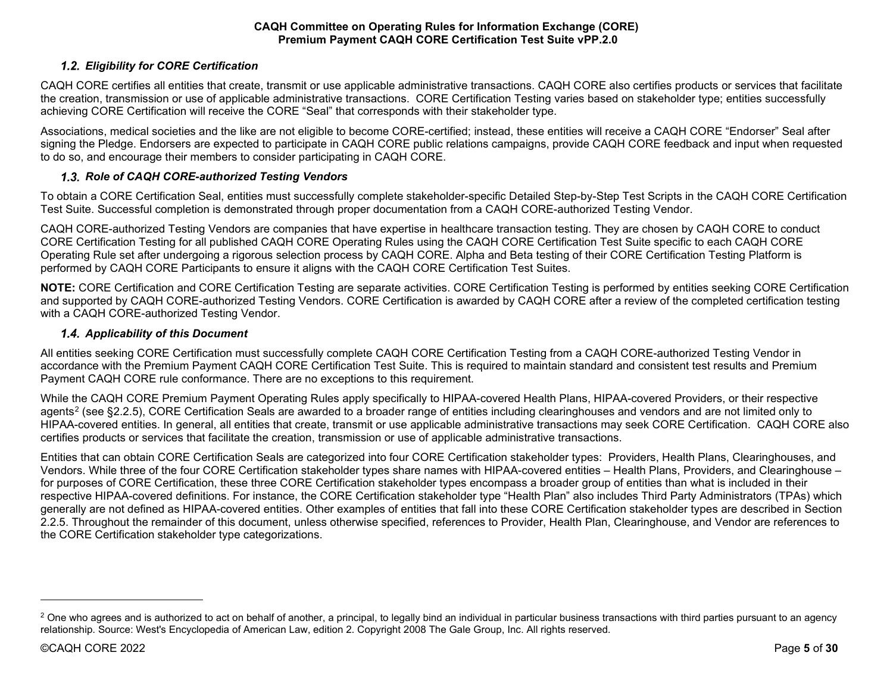### *1.2. Eligibility for CORE Certification*

CAQH CORE certifies all entities that create, transmit or use applicable administrative transactions. CAQH CORE also certifies products or services that facilitate the creation, transmission or use of applicable administrative transactions. CORE Certification Testing varies based on stakeholder type; entities successfully achieving CORE Certification will receive the CORE "Seal" that corresponds with their stakeholder type.

Associations, medical societies and the like are not eligible to become CORE-certified; instead, these entities will receive a CAQH CORE "Endorser" Seal after signing the Pledge. Endorsers are expected to participate in CAQH CORE public relations campaigns, provide CAQH CORE feedback and input when requested to do so, and encourage their members to consider participating in CAQH CORE.

### *1.3. Role of CAQH CORE-authorized Testing Vendors*

To obtain a CORE Certification Seal, entities must successfully complete stakeholder-specific Detailed Step-by-Step Test Scripts in the CAQH CORE Certification Test Suite. Successful completion is demonstrated through proper documentation from a CAQH CORE-authorized Testing Vendor.

CAQH CORE-authorized Testing Vendors are companies that have expertise in healthcare transaction testing. They are chosen by CAQH CORE to conduct CORE Certification Testing for all published CAQH CORE Operating Rules using the CAQH CORE Certification Test Suite specific to each CAQH CORE Operating Rule set after undergoing a rigorous selection process by CAQH CORE. Alpha and Beta testing of their CORE Certification Testing Platform is performed by CAQH CORE Participants to ensure it aligns with the CAQH CORE Certification Test Suites.

**NOTE:** CORE Certification and CORE Certification Testing are separate activities. CORE Certification Testing is performed by entities seeking CORE Certification and supported by CAQH CORE-authorized Testing Vendors. CORE Certification is awarded by CAQH CORE after a review of the completed certification testing with a CAQH CORE-authorized Testing Vendor.

### *1.4. Applicability of this Document*

All entities seeking CORE Certification must successfully complete CAQH CORE Certification Testing from a CAQH CORE-authorized Testing Vendor in accordance with the Premium Payment CAQH CORE Certification Test Suite. This is required to maintain standard and consistent test results and Premium Payment CAQH CORE rule conformance. There are no exceptions to this requirement.

While the CAQH CORE Premium Payment Operating Rules apply specifically to HIPAA-covered Health Plans, HIPAA-covered Providers, or their respective agents[2] (see §2.2.5), CORE Certification Seals are awarded to a broader range of entities including clearinghouses and vendors and are not limited only to HIPAA-covered entities. In general, all entities that create, transmit or use applicable administrative transactions may seek CORE Certification. CAQH CORE also certifies products or services that facilitate the creation, transmission or use of applicable administrative transactions.

Entities that can obtain CORE Certification Seals are categorized into four CORE Certification stakeholder types: Providers, Health Plans, Clearinghouses, and Vendors. While three of the four CORE Certification stakeholder types share names with HIPAA-covered entities – Health Plans, Providers, and Clearinghouse – for purposes of CORE Certification, these three CORE Certification stakeholder types encompass a broader group of entities than what is included in their respective HIPAA-covered definitions. For instance, the CORE Certification stakeholder type "Health Plan" also includes Third Party Administrators (TPAs) which generally are not defined as HIPAA-covered entities. Other examples of entities that fall into these CORE Certification stakeholder types are described in Section 2.2.5. Throughout the remainder of this document, unless otherwise specified, references to Provider, Health Plan, Clearinghouse, and Vendor are references to the CORE Certification stakeholder type categorizations.

---

[2] One who agrees and is authorized to act on behalf of another, a principal, to legally bind an individual in particular business transactions with third parties pursuant to an agency relationship. Source: West's Encyclopedia of American Law, edition 2. Copyright 2008 The Gale Group, Inc. All rights reserved.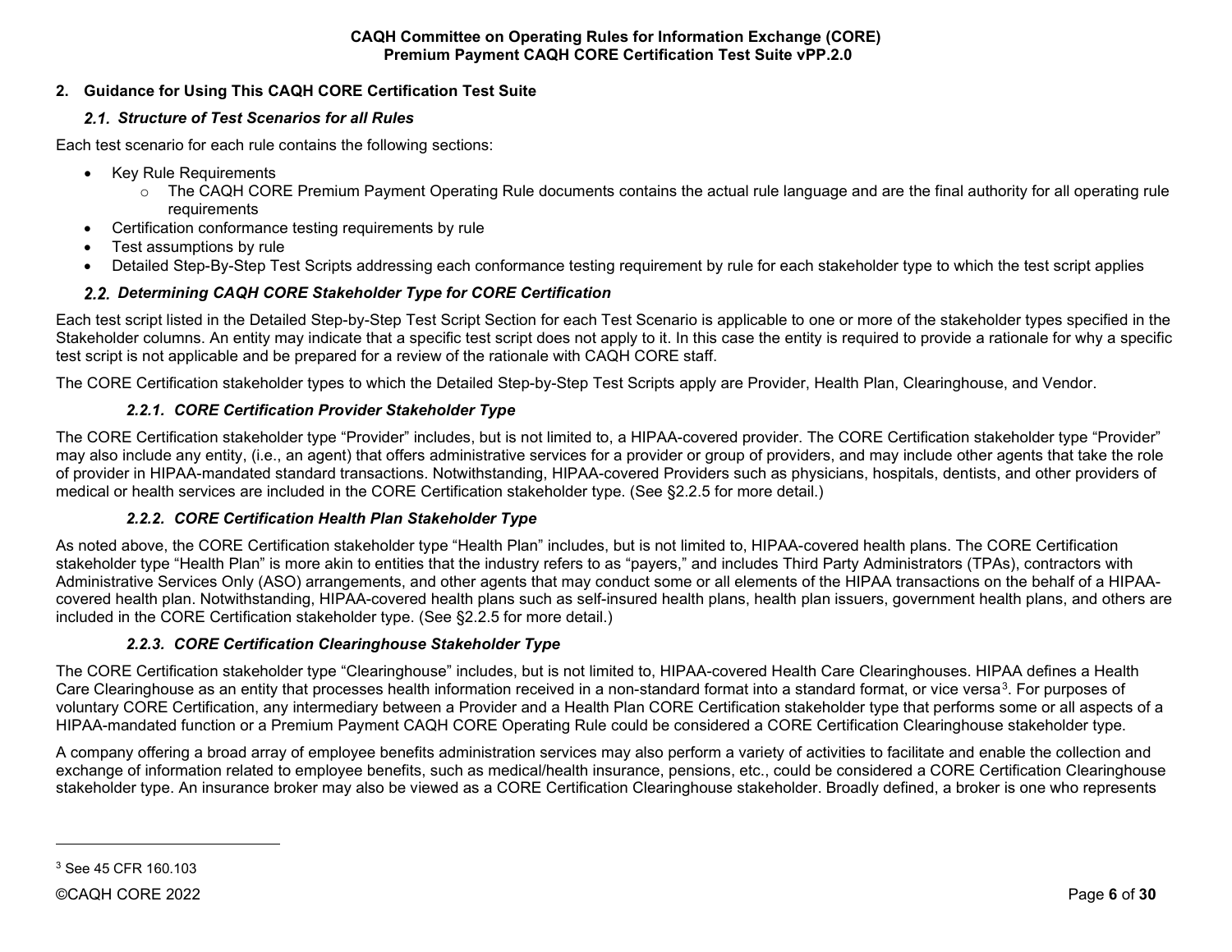## 2. Guidance for Using This CAQH CORE Certification Test Suite

### *2.1. Structure of Test Scenarios for all Rules*

Each test scenario for each rule contains the following sections:

- Key Rule Requirements
  - The CAQH CORE Premium Payment Operating Rule documents contains the actual rule language and are the final authority for all operating rule requirements
- Certification conformance testing requirements by rule
- Test assumptions by rule
- Detailed Step-By-Step Test Scripts addressing each conformance testing requirement by rule for each stakeholder type to which the test script applies

### *2.2. Determining CAQH CORE Stakeholder Type for CORE Certification*

Each test script listed in the Detailed Step-by-Step Test Script Section for each Test Scenario is applicable to one or more of the stakeholder types specified in the Stakeholder columns. An entity may indicate that a specific test script does not apply to it. In this case the entity is required to provide a rationale for why a specific test script is not applicable and be prepared for a review of the rationale with CAQH CORE staff.

The CORE Certification stakeholder types to which the Detailed Step-by-Step Test Scripts apply are Provider, Health Plan, Clearinghouse, and Vendor.

#### *2.2.1. CORE Certification Provider Stakeholder Type*

The CORE Certification stakeholder type "Provider" includes, but is not limited to, a HIPAA-covered provider. The CORE Certification stakeholder type "Provider" may also include any entity, (i.e., an agent) that offers administrative services for a provider or group of providers, and may include other agents that take the role of provider in HIPAA-mandated standard transactions. Notwithstanding, HIPAA-covered Providers such as physicians, hospitals, dentists, and other providers of medical or health services are included in the CORE Certification stakeholder type. (See §2.2.5 for more detail.)

#### *2.2.2. CORE Certification Health Plan Stakeholder Type*

As noted above, the CORE Certification stakeholder type "Health Plan" includes, but is not limited to, HIPAA-covered health plans. The CORE Certification stakeholder type "Health Plan" is more akin to entities that the industry refers to as "payers," and includes Third Party Administrators (TPAs), contractors with Administrative Services Only (ASO) arrangements, and other agents that may conduct some or all elements of the HIPAA transactions on the behalf of a HIPAA-covered health plan. Notwithstanding, HIPAA-covered health plans such as self-insured health plans, health plan issuers, government health plans, and others are included in the CORE Certification stakeholder type. (See §2.2.5 for more detail.)

#### *2.2.3. CORE Certification Clearinghouse Stakeholder Type*

The CORE Certification stakeholder type "Clearinghouse" includes, but is not limited to, HIPAA-covered Health Care Clearinghouses. HIPAA defines a Health Care Clearinghouse as an entity that processes health information received in a non-standard format into a standard format, or vice versa[3]. For purposes of voluntary CORE Certification, any intermediary between a Provider and a Health Plan CORE Certification stakeholder type that performs some or all aspects of a HIPAA-mandated function or a Premium Payment CAQH CORE Operating Rule could be considered a CORE Certification Clearinghouse stakeholder type.

A company offering a broad array of employee benefits administration services may also perform a variety of activities to facilitate and enable the collection and exchange of information related to employee benefits, such as medical/health insurance, pensions, etc., could be considered a CORE Certification Clearinghouse stakeholder type. An insurance broker may also be viewed as a CORE Certification Clearinghouse stakeholder. Broadly defined, a broker is one who represents

---

[3] See 45 CFR 160.103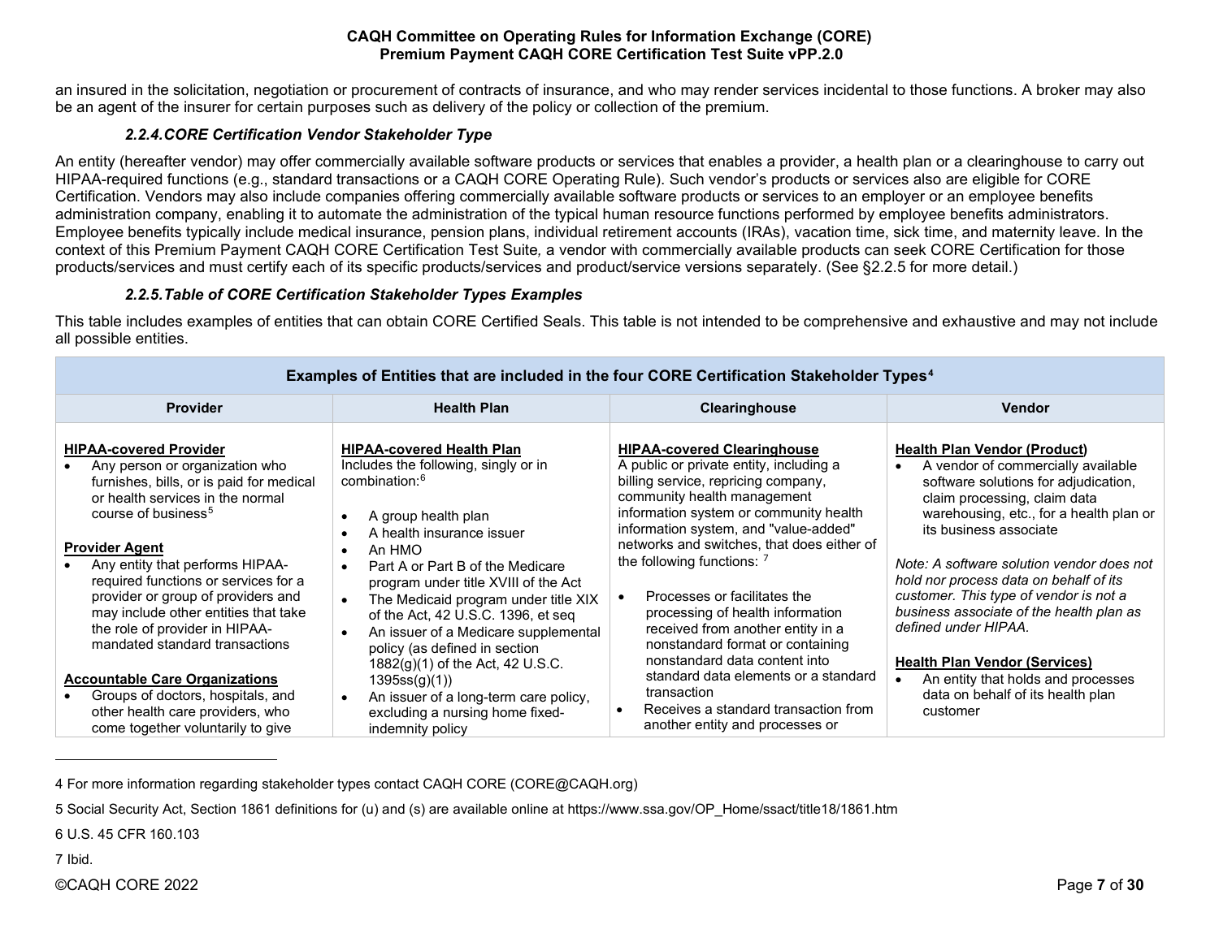an insured in the solicitation, negotiation or procurement of contracts of insurance, and who may render services incidental to those functions. A broker may also be an agent of the insurer for certain purposes such as delivery of the policy or collection of the premium.

#### *2.2.4. CORE Certification Vendor Stakeholder Type*

An entity (hereafter vendor) may offer commercially available software products or services that enables a provider, a health plan or a clearinghouse to carry out HIPAA-required functions (e.g., standard transactions or a CAQH CORE Operating Rule). Such vendor's products or services also are eligible for CORE Certification. Vendors may also include companies offering commercially available software products or services to an employer or an employee benefits administration company, enabling it to automate the administration of the typical human resource functions performed by employee benefits administrators. Employee benefits typically include medical insurance, pension plans, individual retirement accounts (IRAs), vacation time, sick time, and maternity leave. In the context of this Premium Payment CAQH CORE Certification Test Suite*,* a vendor with commercially available products can seek CORE Certification for those products/services and must certify each of its specific products/services and product/service versions separately. (See §2.2.5 for more detail.)

#### *2.2.5. Table of CORE Certification Stakeholder Types Examples*

This table includes examples of entities that can obtain CORE Certified Seals. This table is not intended to be comprehensive and exhaustive and may not include all possible entities.

| Examples of Entities that are included in the four CORE Certification Stakeholder Types[4] | | | |
|---|---|---|---|
| **Provider** | **Health Plan** | **Clearinghouse** | **Vendor** |
| **<u>HIPAA-covered Provider</u>**<br>• Any person or organization who furnishes, bills, or is paid for medical or health services in the normal course of business[5]<br><br>**<u>Provider Agent</u>**<br>• Any entity that performs HIPAA-required functions or services for a provider or group of providers and may include other entities that take the role of provider in HIPAA-mandated standard transactions<br><br>**<u>Accountable Care Organizations</u>**<br>• Groups of doctors, hospitals, and other health care providers, who come together voluntarily to give | **<u>HIPAA-covered Health Plan</u>**<br>Includes the following, singly or in combination:[6]<br><br>• A group health plan<br>• A health insurance issuer<br>• An HMO<br>• Part A or Part B of the Medicare program under title XVIII of the Act<br>• The Medicaid program under title XIX of the Act, 42 U.S.C. 1396, et seq<br>• An issuer of a Medicare supplemental policy (as defined in section 1882(g)(1) of the Act, 42 U.S.C. 1395ss(g)(1))<br>• An issuer of a long-term care policy, excluding a nursing home fixed-indemnity policy | **<u>HIPAA-covered Clearinghouse</u>**<br>A public or private entity, including a billing service, repricing company, community health management information system or community health information system, and "value-added" networks and switches, that does either of the following functions: [7]<br><br>• Processes or facilitates the processing of health information received from another entity in a nonstandard format or containing nonstandard data content into standard data elements or a standard transaction<br>• Receives a standard transaction from another entity and processes or | **<u>Health Plan Vendor (Product)</u>**<br>• A vendor of commercially available software solutions for adjudication, claim processing, claim data warehousing, etc., for a health plan or its business associate<br><br>*Note: A software solution vendor does not hold nor process data on behalf of its customer. This type of vendor is not a business associate of the health plan as defined under HIPAA.*<br><br>**<u>Health Plan Vendor (Services)</u>**<br>• An entity that holds and processes data on behalf of its health plan customer |

---

4 For more information regarding stakeholder types contact CAQH CORE (CORE@CAQH.org)

5 Social Security Act, Section 1861 definitions for (u) and (s) are available online at https://www.ssa.gov/OP_Home/ssact/title18/1861.htm

6 U.S. 45 CFR 160.103

7 Ibid.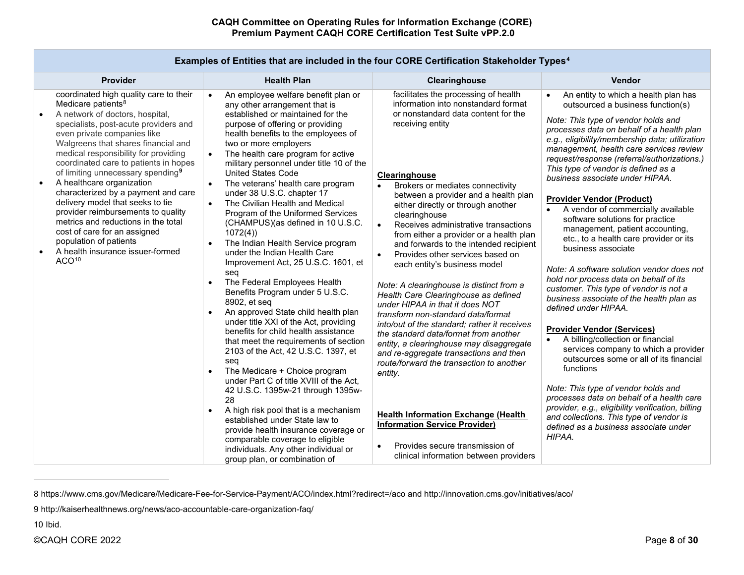| Examples of Entities that are included in the four CORE Certification Stakeholder Types[4] | | | |
|---|---|---|---|
| **Provider** | **Health Plan** | **Clearinghouse** | **Vendor** |
| coordinated high quality care to their Medicare patients[8]<br>• A network of doctors, hospital, specialists, post-acute providers and even private companies like Walgreens that shares financial and medical responsibility for providing coordinated care to patients in hopes of limiting unnecessary spending[9]<br>• A healthcare organization characterized by a payment and care delivery model that seeks to tie provider reimbursements to quality metrics and reductions in the total cost of care for an assigned population of patients<br>• A health insurance issuer-formed ACO[10] | • An employee welfare benefit plan or any other arrangement that is established or maintained for the purpose of offering or providing health benefits to the employees of two or more employers<br>• The health care program for active military personnel under title 10 of the United States Code<br>• The veterans' health care program under 38 U.S.C. chapter 17<br>• The Civilian Health and Medical Program of the Uniformed Services (CHAMPUS)(as defined in 10 U.S.C. 1072(4))<br>• The Indian Health Service program under the Indian Health Care Improvement Act, 25 U.S.C. 1601, et seq<br>• The Federal Employees Health Benefits Program under 5 U.S.C. 8902, et seq<br>• An approved State child health plan under title XXI of the Act, providing benefits for child health assistance that meet the requirements of section 2103 of the Act, 42 U.S.C. 1397, et seq<br>• The Medicare + Choice program under Part C of title XVIII of the Act, 42 U.S.C. 1395w-21 through 1395w-28<br>• A high risk pool that is a mechanism established under State law to provide health insurance coverage or comparable coverage to eligible individuals. Any other individual or group plan, or combination of | facilitates the processing of health information into nonstandard format or nonstandard data content for the receiving entity<br><br>**<u>Clearinghouse</u>**<br>• Brokers or mediates connectivity between a provider and a health plan either directly or through another clearinghouse<br>• Receives administrative transactions from either a provider or a health plan and forwards to the intended recipient<br>• Provides other services based on each entity's business model<br><br>*Note: A clearinghouse is distinct from a Health Care Clearinghouse as defined under HIPAA in that it does NOT transform non-standard data/format into/out of the standard; rather it receives the standard data/format from another entity, a clearinghouse may disaggregate and re-aggregate transactions and then route/forward the transaction to another entity.*<br><br>**<u>Health Information Exchange (Health Information Service Provider)</u>**<br>• Provides secure transmission of clinical information between providers | • An entity to which a health plan has outsourced a business function(s)<br><br>*Note: This type of vendor holds and processes data on behalf of a health plan e.g., eligibility/membership data; utilization management, health care services review request/response (referral/authorizations.) This type of vendor is defined as a business associate under HIPAA.*<br><br>**<u>Provider Vendor (Product)</u>**<br>• A vendor of commercially available software solutions for practice management, patient accounting, etc., to a health care provider or its business associate<br><br>*Note: A software solution vendor does not hold nor process data on behalf of its customer. This type of vendor is not a business associate of the health plan as defined under HIPAA.*<br><br>**<u>Provider Vendor (Services)</u>**<br>• A billing/collection or financial services company to which a provider outsources some or all of its financial functions<br><br>*Note: This type of vendor holds and processes data on behalf of a health care provider, e.g., eligibility verification, billing and collections. This type of vendor is defined as a business associate under HIPAA.* |

8 https://www.cms.gov/Medicare/Medicare-Fee-for-Service-Payment/ACO/index.html?redirect=/aco and http://innovation.cms.gov/initiatives/aco/

9 http://kaiserhealthnews.org/news/aco-accountable-care-organization-faq/

10 Ibid.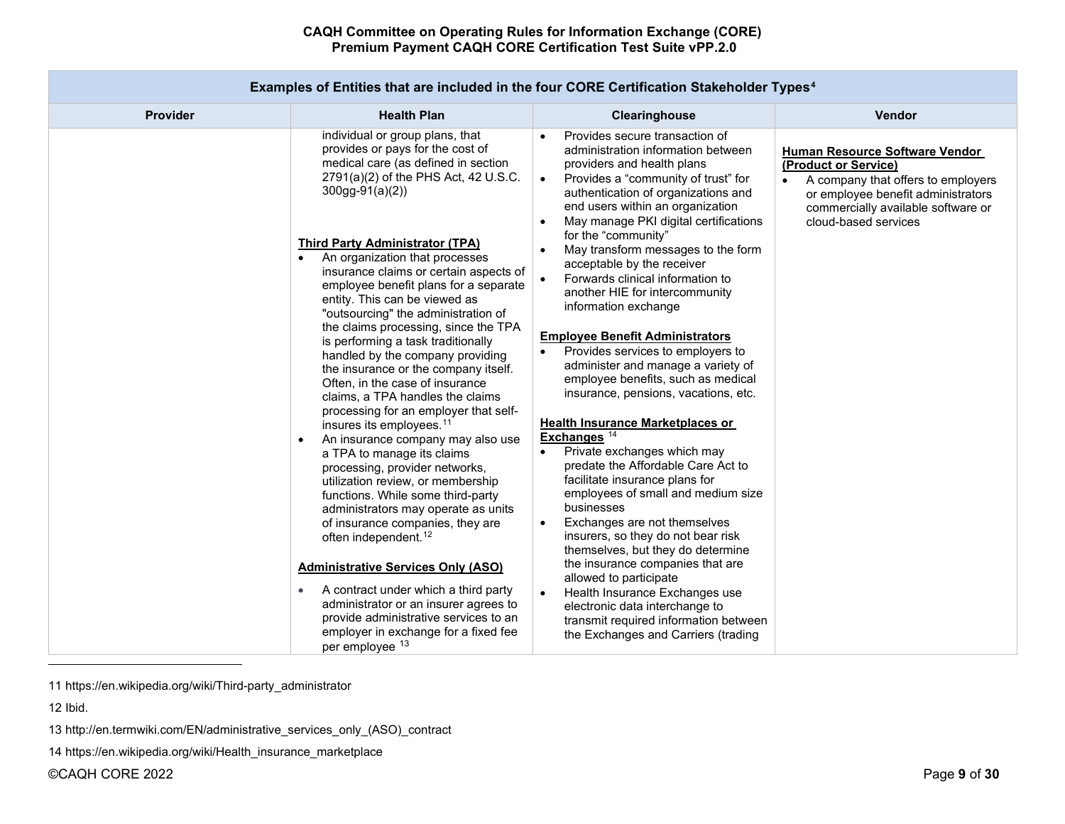| Examples of Entities that are included in the four CORE Certification Stakeholder Types[4] | | | |
|---|---|---|---|
| **Provider** | **Health Plan** | **Clearinghouse** | **Vendor** |
| | individual or group plans, that provides or pays for the cost of medical care (as defined in section 2791(a)(2) of the PHS Act, 42 U.S.C. 300gg-91(a)(2))<br><br>**<u>Third Party Administrator (TPA)</u>**<br>• An organization that processes insurance claims or certain aspects of employee benefit plans for a separate entity. This can be viewed as "outsourcing" the administration of the claims processing, since the TPA is performing a task traditionally handled by the company providing the insurance or the company itself. Often, in the case of insurance claims, a TPA handles the claims processing for an employer that self-insures its employees.[11]<br>• An insurance company may also use a TPA to manage its claims processing, provider networks, utilization review, or membership functions. While some third-party administrators may operate as units of insurance companies, they are often independent.[12]<br><br>**<u>Administrative Services Only (ASO)</u>**<br>• A contract under which a third party administrator or an insurer agrees to provide administrative services to an employer in exchange for a fixed fee per employee [13] | • Provides secure transaction of administration information between providers and health plans<br>• Provides a "community of trust" for authentication of organizations and end users within an organization<br>• May manage PKI digital certifications for the "community"<br>• May transform messages to the form acceptable by the receiver<br>• Forwards clinical information to another HIE for intercommunity information exchange<br><br>**<u>Employee Benefit Administrators</u>**<br>• Provides services to employers to administer and manage a variety of employee benefits, such as medical insurance, pensions, vacations, etc.<br><br>**<u>Health Insurance Marketplaces or Exchanges</u>** [14]<br>• Private exchanges which may predate the Affordable Care Act to facilitate insurance plans for employees of small and medium size businesses<br>• Exchanges are not themselves insurers, so they do not bear risk themselves, but they do determine the insurance companies that are allowed to participate<br>• Health Insurance Exchanges use electronic data interchange to transmit required information between the Exchanges and Carriers (trading | **<u>Human Resource Software Vendor (Product or Service)</u>**<br>• A company that offers to employers or employee benefit administrators commercially available software or cloud-based services |

11 https://en.wikipedia.org/wiki/Third-party_administrator

12 Ibid.

13 http://en.termwiki.com/EN/administrative_services_only_(ASO)_contract

14 https://en.wikipedia.org/wiki/Health_insurance_marketplace

©CAQH CORE 2022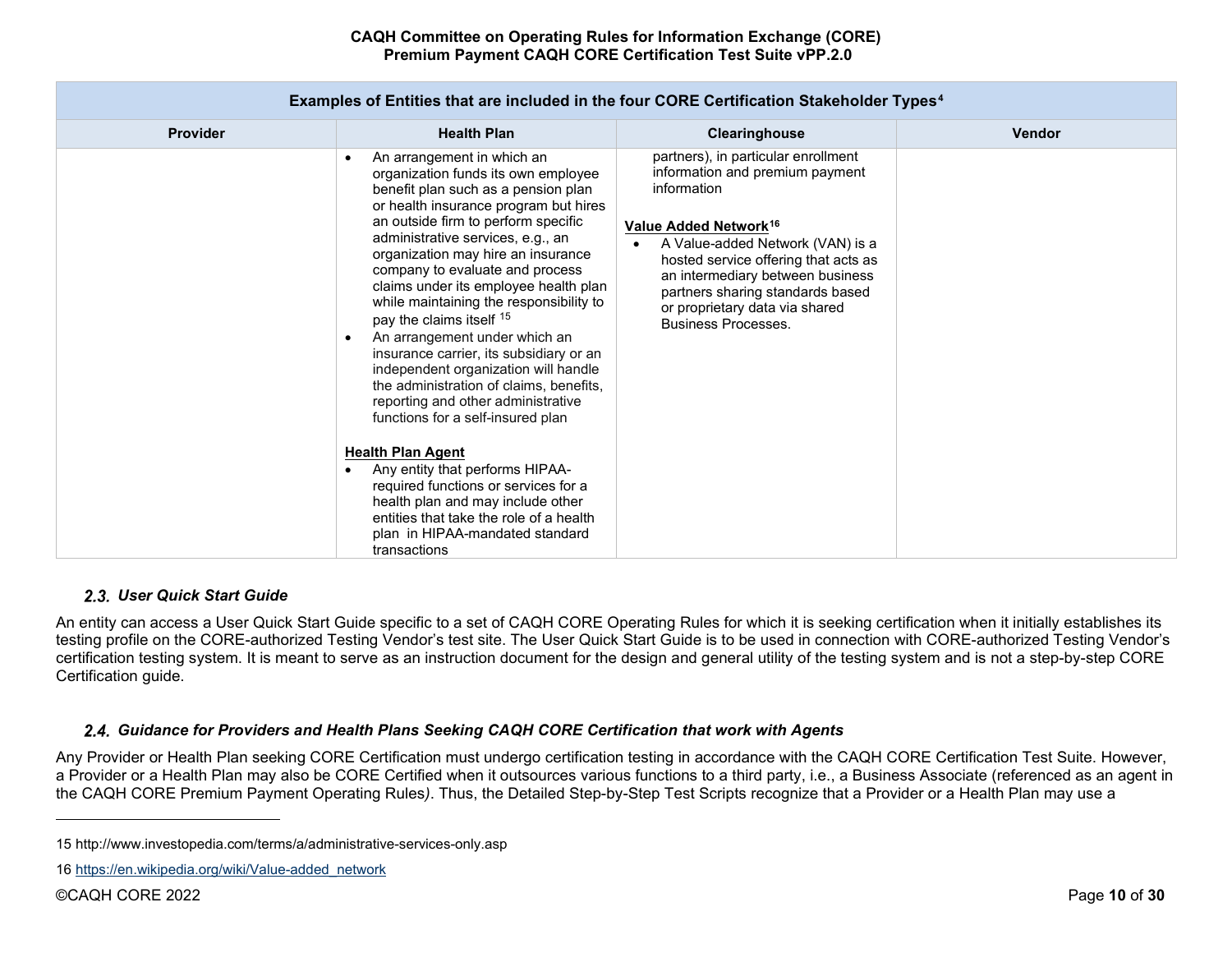| Examples of Entities that are included in the four CORE Certification Stakeholder Types[4] | | | |
|---|---|---|---|
| **Provider** | **Health Plan** | **Clearinghouse** | **Vendor** |
| | • An arrangement in which an organization funds its own employee benefit plan such as a pension plan or health insurance program but hires an outside firm to perform specific administrative services, e.g., an organization may hire an insurance company to evaluate and process claims under its employee health plan while maintaining the responsibility to pay the claims itself [15]<br>• An arrangement under which an insurance carrier, its subsidiary or an independent organization will handle the administration of claims, benefits, reporting and other administrative functions for a self-insured plan<br><br>**Health Plan Agent**<br>• Any entity that performs HIPAA-required functions or services for a health plan and may include other entities that take the role of a health plan in HIPAA-mandated standard transactions | partners), in particular enrollment information and premium payment information<br><br>**Value Added Network**[16]<br>• A Value-added Network (VAN) is a hosted service offering that acts as an intermediary between business partners sharing standards based or proprietary data via shared Business Processes. | |

### *2.3. User Quick Start Guide*

An entity can access a User Quick Start Guide specific to a set of CAQH CORE Operating Rules for which it is seeking certification when it initially establishes its testing profile on the CORE-authorized Testing Vendor's test site. The User Quick Start Guide is to be used in connection with CORE-authorized Testing Vendor's certification testing system. It is meant to serve as an instruction document for the design and general utility of the testing system and is not a step-by-step CORE Certification guide.

### *2.4. Guidance for Providers and Health Plans Seeking CAQH CORE Certification that work with Agents*

Any Provider or Health Plan seeking CORE Certification must undergo certification testing in accordance with the CAQH CORE Certification Test Suite. However, a Provider or a Health Plan may also be CORE Certified when it outsources various functions to a third party, i.e., a Business Associate (referenced as an agent in the CAQH CORE Premium Payment Operating Rules). Thus, the Detailed Step-by-Step Test Scripts recognize that a Provider or a Health Plan may use a

---

15 http://www.investopedia.com/terms/a/administrative-services-only.asp

16 https://en.wikipedia.org/wiki/Value-added_network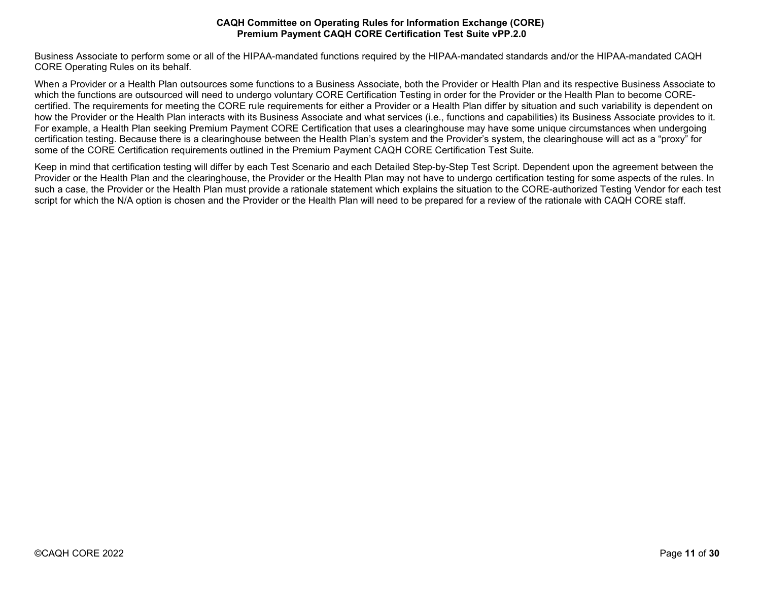Business Associate to perform some or all of the HIPAA-mandated functions required by the HIPAA-mandated standards and/or the HIPAA-mandated CAQH CORE Operating Rules on its behalf.

When a Provider or a Health Plan outsources some functions to a Business Associate, both the Provider or Health Plan and its respective Business Associate to which the functions are outsourced will need to undergo voluntary CORE Certification Testing in order for the Provider or the Health Plan to become CORE-certified. The requirements for meeting the CORE rule requirements for either a Provider or a Health Plan differ by situation and such variability is dependent on how the Provider or the Health Plan interacts with its Business Associate and what services (i.e., functions and capabilities) its Business Associate provides to it. For example, a Health Plan seeking Premium Payment CORE Certification that uses a clearinghouse may have some unique circumstances when undergoing certification testing. Because there is a clearinghouse between the Health Plan's system and the Provider's system, the clearinghouse will act as a "proxy" for some of the CORE Certification requirements outlined in the Premium Payment CAQH CORE Certification Test Suite.

Keep in mind that certification testing will differ by each Test Scenario and each Detailed Step-by-Step Test Script. Dependent upon the agreement between the Provider or the Health Plan and the clearinghouse, the Provider or the Health Plan may not have to undergo certification testing for some aspects of the rules. In such a case, the Provider or the Health Plan must provide a rationale statement which explains the situation to the CORE-authorized Testing Vendor for each test script for which the N/A option is chosen and the Provider or the Health Plan will need to be prepared for a review of the rationale with CAQH CORE staff.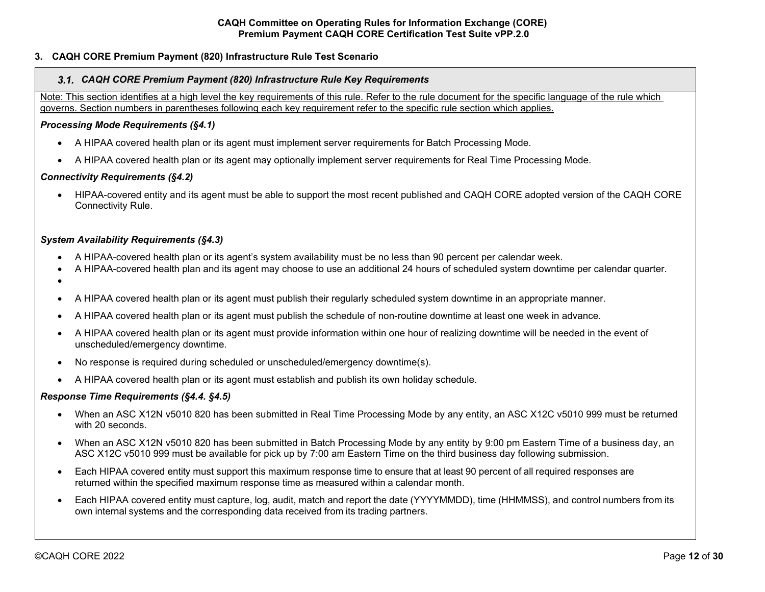## 3. CAQH CORE Premium Payment (820) Infrastructure Rule Test Scenario

### 3.1. *CAQH CORE Premium Payment (820) Infrastructure Rule Key Requirements*

Note: This section identifies at a high level the key requirements of this rule. Refer to the rule document for the specific language of the rule which governs. Section numbers in parentheses following each key requirement refer to the specific rule section which applies.

***Processing Mode Requirements (§4.1)***

- A HIPAA covered health plan or its agent must implement server requirements for Batch Processing Mode.
- A HIPAA covered health plan or its agent may optionally implement server requirements for Real Time Processing Mode.

***Connectivity Requirements (§4.2)***

- HIPAA-covered entity and its agent must be able to support the most recent published and CAQH CORE adopted version of the CAQH CORE Connectivity Rule.

***System Availability Requirements (§4.3)***

- A HIPAA-covered health plan or its agent's system availability must be no less than 90 percent per calendar week.
- A HIPAA-covered health plan and its agent may choose to use an additional 24 hours of scheduled system downtime per calendar quarter.
- 
- A HIPAA covered health plan or its agent must publish their regularly scheduled system downtime in an appropriate manner.
- A HIPAA covered health plan or its agent must publish the schedule of non-routine downtime at least one week in advance.
- A HIPAA covered health plan or its agent must provide information within one hour of realizing downtime will be needed in the event of unscheduled/emergency downtime.
- No response is required during scheduled or unscheduled/emergency downtime(s).
- A HIPAA covered health plan or its agent must establish and publish its own holiday schedule.

***Response Time Requirements (§4.4. §4.5)***

- When an ASC X12N v5010 820 has been submitted in Real Time Processing Mode by any entity, an ASC X12C v5010 999 must be returned with 20 seconds.
- When an ASC X12N v5010 820 has been submitted in Batch Processing Mode by any entity by 9:00 pm Eastern Time of a business day, an ASC X12C v5010 999 must be available for pick up by 7:00 am Eastern Time on the third business day following submission.
- Each HIPAA covered entity must support this maximum response time to ensure that at least 90 percent of all required responses are returned within the specified maximum response time as measured within a calendar month.
- Each HIPAA covered entity must capture, log, audit, match and report the date (YYYYMMDD), time (HHMMSS), and control numbers from its own internal systems and the corresponding data received from its trading partners.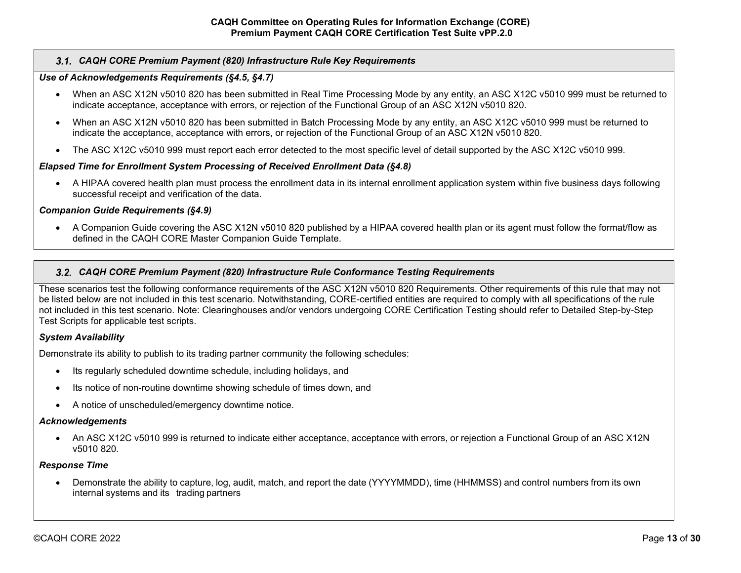### 3.1. CAQH CORE Premium Payment (820) Infrastructure Rule Key Requirements

***Use of Acknowledgements Requirements (§4.5, §4.7)***

- When an ASC X12N v5010 820 has been submitted in Real Time Processing Mode by any entity, an ASC X12C v5010 999 must be returned to indicate acceptance, acceptance with errors, or rejection of the Functional Group of an ASC X12N v5010 820.
- When an ASC X12N v5010 820 has been submitted in Batch Processing Mode by any entity, an ASC X12C v5010 999 must be returned to indicate the acceptance, acceptance with errors, or rejection of the Functional Group of an ASC X12N v5010 820.
- The ASC X12C v5010 999 must report each error detected to the most specific level of detail supported by the ASC X12C v5010 999.

***Elapsed Time for Enrollment System Processing of Received Enrollment Data (§4.8)***

- A HIPAA covered health plan must process the enrollment data in its internal enrollment application system within five business days following successful receipt and verification of the data.

***Companion Guide Requirements (§4.9)***

- A Companion Guide covering the ASC X12N v5010 820 published by a HIPAA covered health plan or its agent must follow the format/flow as defined in the CAQH CORE Master Companion Guide Template.

### 3.2. CAQH CORE Premium Payment (820) Infrastructure Rule Conformance Testing Requirements

These scenarios test the following conformance requirements of the ASC X12N v5010 820 Requirements. Other requirements of this rule that may not be listed below are not included in this test scenario. Notwithstanding, CORE-certified entities are required to comply with all specifications of the rule not included in this test scenario. Note: Clearinghouses and/or vendors undergoing CORE Certification Testing should refer to Detailed Step-by-Step Test Scripts for applicable test scripts.

***System Availability***

Demonstrate its ability to publish to its trading partner community the following schedules:

- Its regularly scheduled downtime schedule, including holidays, and
- Its notice of non-routine downtime showing schedule of times down, and
- A notice of unscheduled/emergency downtime notice.

***Acknowledgements***

- An ASC X12C v5010 999 is returned to indicate either acceptance, acceptance with errors, or rejection a Functional Group of an ASC X12N v5010 820.

***Response Time***

- Demonstrate the ability to capture, log, audit, match, and report the date (YYYYMMDD), time (HHMMSS) and control numbers from its own internal systems and its trading partners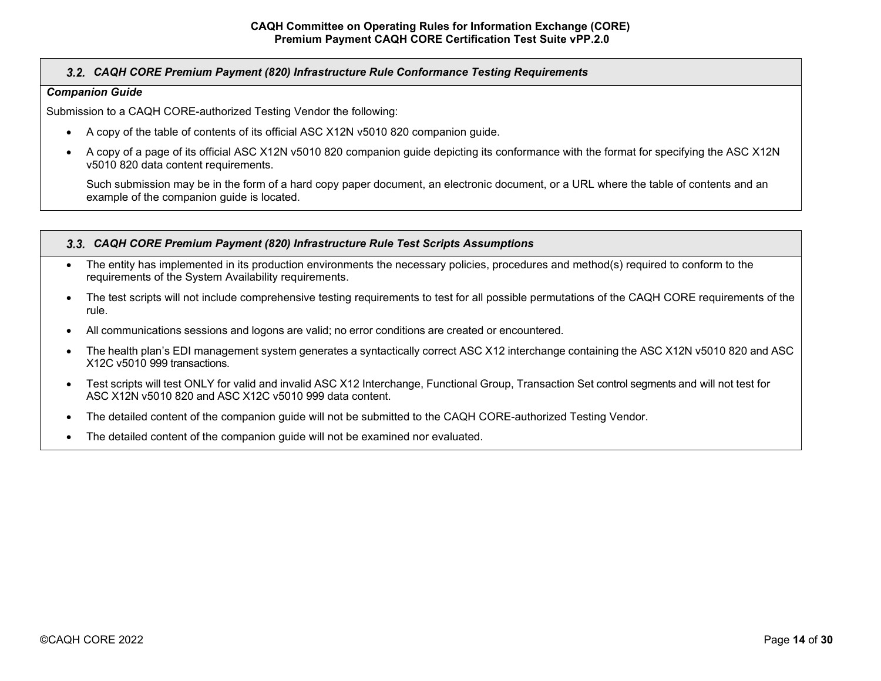### 3.2. *CAQH CORE Premium Payment (820) Infrastructure Rule Conformance Testing Requirements*

***Companion Guide***

Submission to a CAQH CORE-authorized Testing Vendor the following:

- A copy of the table of contents of its official ASC X12N v5010 820 companion guide.
- A copy of a page of its official ASC X12N v5010 820 companion guide depicting its conformance with the format for specifying the ASC X12N v5010 820 data content requirements.

  Such submission may be in the form of a hard copy paper document, an electronic document, or a URL where the table of contents and an example of the companion guide is located.

### 3.3. *CAQH CORE Premium Payment (820) Infrastructure Rule Test Scripts Assumptions*

- The entity has implemented in its production environments the necessary policies, procedures and method(s) required to conform to the requirements of the System Availability requirements.
- The test scripts will not include comprehensive testing requirements to test for all possible permutations of the CAQH CORE requirements of the rule.
- All communications sessions and logons are valid; no error conditions are created or encountered.
- The health plan's EDI management system generates a syntactically correct ASC X12 interchange containing the ASC X12N v5010 820 and ASC X12C v5010 999 transactions.
- Test scripts will test ONLY for valid and invalid ASC X12 Interchange, Functional Group, Transaction Set control segments and will not test for ASC X12N v5010 820 and ASC X12C v5010 999 data content.
- The detailed content of the companion guide will not be submitted to the CAQH CORE-authorized Testing Vendor.
- The detailed content of the companion guide will not be examined nor evaluated.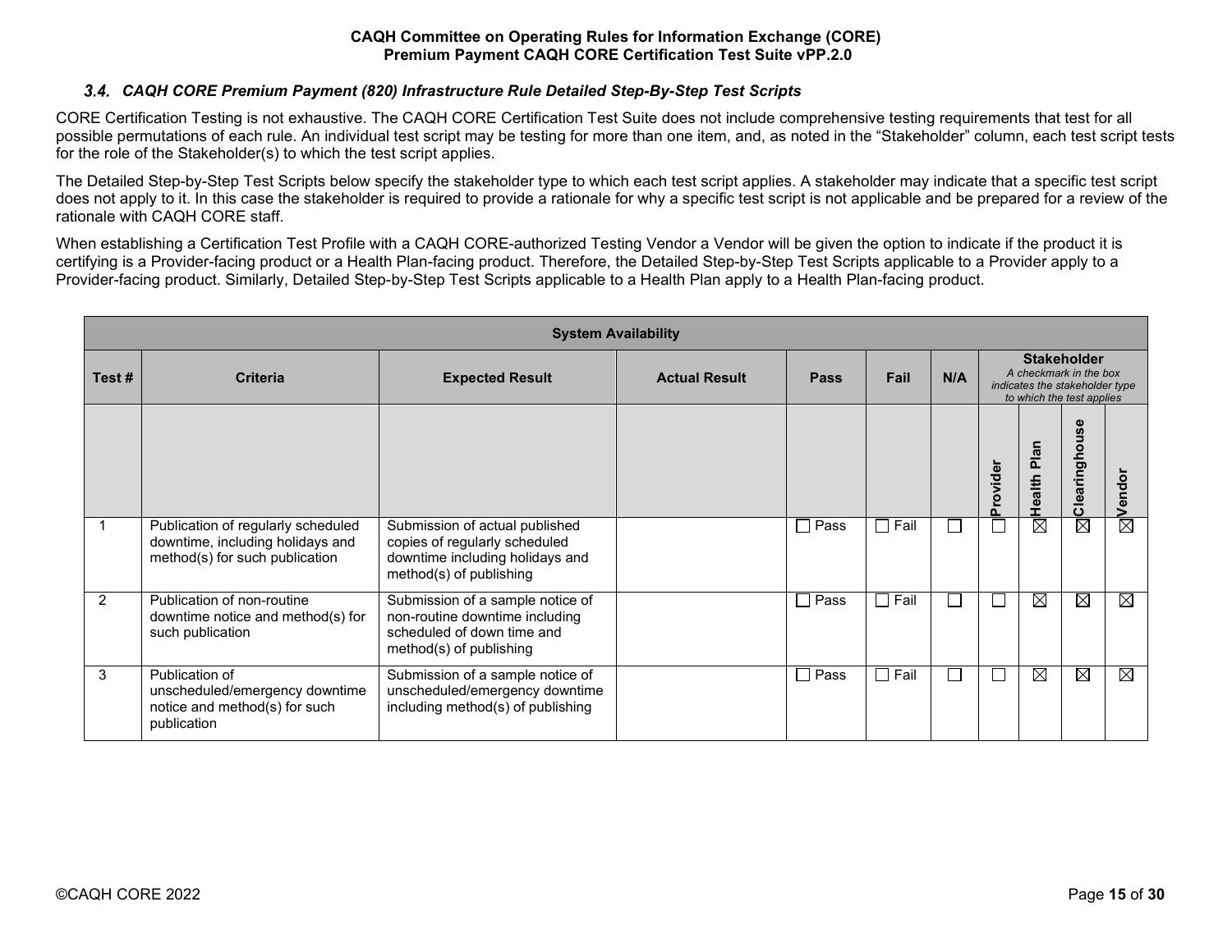### 3.4. *CAQH CORE Premium Payment (820) Infrastructure Rule Detailed Step-By-Step Test Scripts*

CORE Certification Testing is not exhaustive. The CAQH CORE Certification Test Suite does not include comprehensive testing requirements that test for all possible permutations of each rule. An individual test script may be testing for more than one item, and, as noted in the “Stakeholder” column, each test script tests for the role of the Stakeholder(s) to which the test script applies.

The Detailed Step-by-Step Test Scripts below specify the stakeholder type to which each test script applies. A stakeholder may indicate that a specific test script does not apply to it. In this case the stakeholder is required to provide a rationale for why a specific test script is not applicable and be prepared for a review of the rationale with CAQH CORE staff.

When establishing a Certification Test Profile with a CAQH CORE-authorized Testing Vendor a Vendor will be given the option to indicate if the product it is certifying is a Provider-facing product or a Health Plan-facing product. Therefore, the Detailed Step-by-Step Test Scripts applicable to a Provider apply to a Provider-facing product. Similarly, Detailed Step-by-Step Test Scripts applicable to a Health Plan apply to a Health Plan-facing product.

| System Availability | | | | | | | | | | |
|---|---|---|---|---|---|---|---|---|---|---|
| Test # | Criteria | Expected Result | Actual Result | Pass | Fail | N/A | Stakeholder *A checkmark in the box indicates the stakeholder type to which the test applies* | | | |
| | | | | | | | Provider | Health Plan | Clearinghouse | Vendor |
| 1 | Publication of regularly scheduled downtime, including holidays and method(s) for such publication | Submission of actual published copies of regularly scheduled downtime including holidays and method(s) of publishing | | ☐ Pass | ☐ Fail | ☐ | ☐ | ☒ | ☒ | ☒ |
| 2 | Publication of non-routine downtime notice and method(s) for such publication | Submission of a sample notice of non-routine downtime including scheduled of down time and method(s) of publishing | | ☐ Pass | ☐ Fail | ☐ | ☐ | ☒ | ☒ | ☒ |
| 3 | Publication of unscheduled/emergency downtime notice and method(s) for such publication | Submission of a sample notice of unscheduled/emergency downtime including method(s) of publishing | | ☐ Pass | ☐ Fail | ☐ | ☐ | ☒ | ☒ | ☒ |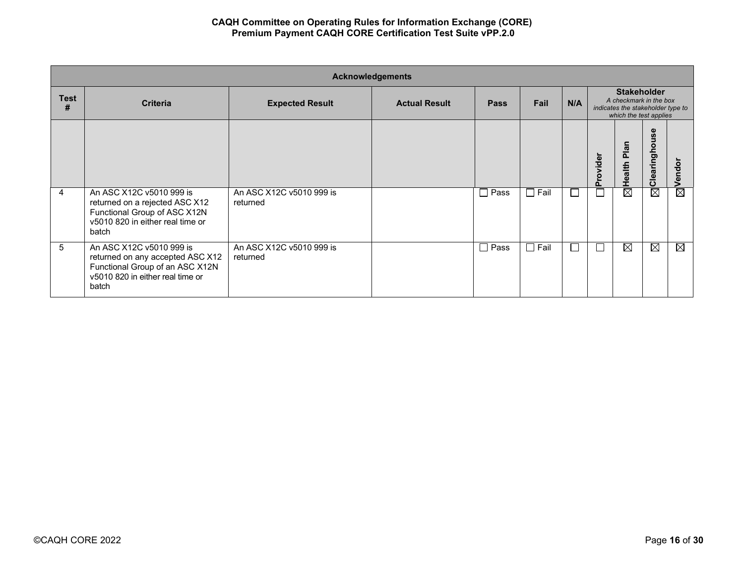| Acknowledgements | | | | | | | | | | |
|---|---|---|---|---|---|---|---|---|---|---|
| **Test #** | **Criteria** | **Expected Result** | **Actual Result** | **Pass** | **Fail** | **N/A** | **Stakeholder** *A checkmark in the box indicates the stakeholder type to which the test applies* | | | |
| | | | | | | | **Provider** | **Health Plan** | **Clearinghouse** | **Vendor** |
| 4 | An ASC X12C v5010 999 is returned on a rejected ASC X12 Functional Group of ASC X12N v5010 820 in either real time or batch | An ASC X12C v5010 999 is returned | | ☐ Pass | ☐ Fail | ☐ | ☐ | ☒ | ☒ | ☒ |
| 5 | An ASC X12C v5010 999 is returned on any accepted ASC X12 Functional Group of an ASC X12N v5010 820 in either real time or batch | An ASC X12C v5010 999 is returned | | ☐ Pass | ☐ Fail | ☐ | ☐ | ☒ | ☒ | ☒ |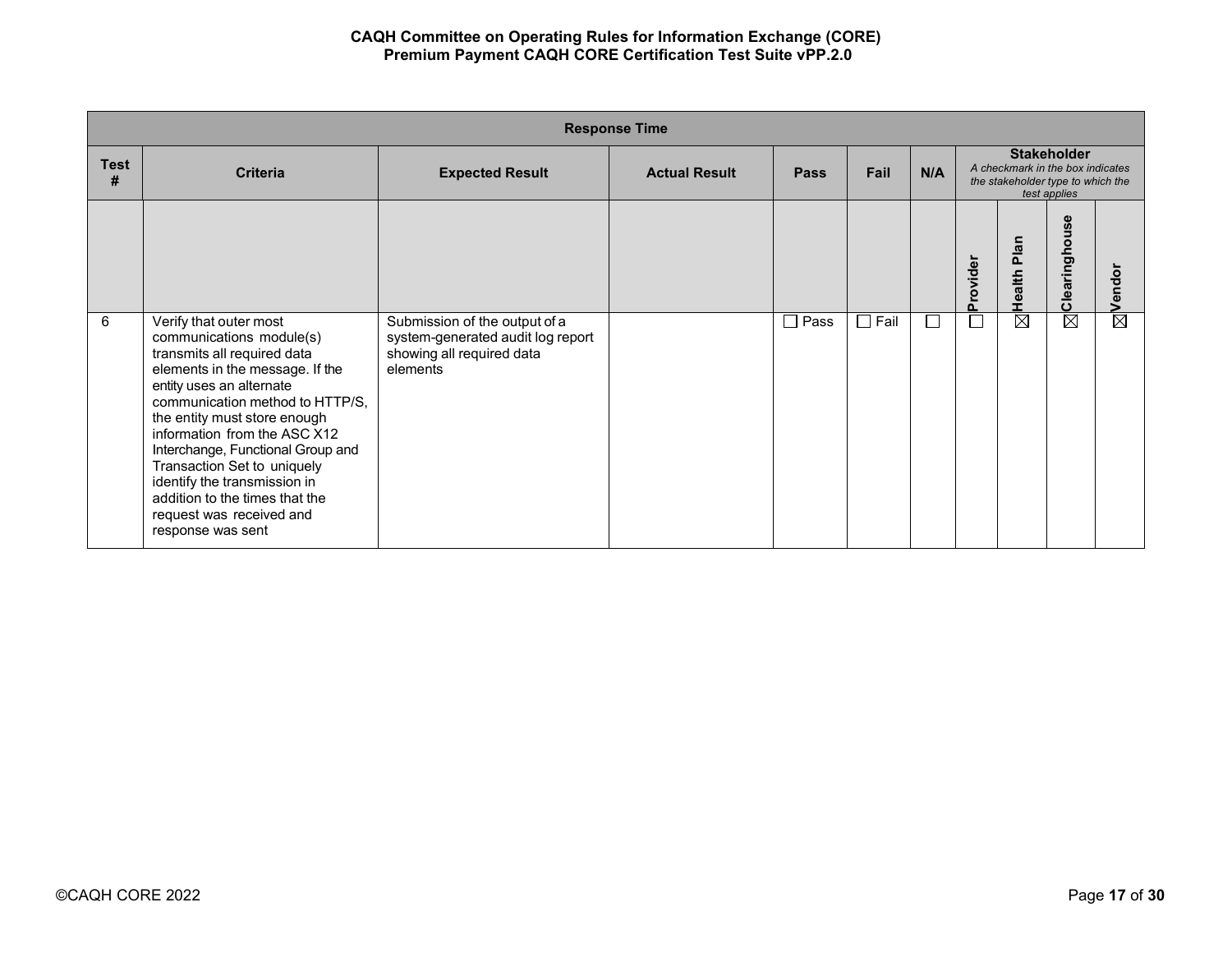| Response Time | | | | | | | | | | |
|---|---|---|---|---|---|---|---|---|---|---|
| **Test #** | **Criteria** | **Expected Result** | **Actual Result** | **Pass** | **Fail** | **N/A** | **Stakeholder** *A checkmark in the box indicates the stakeholder type to which the test applies* | | | |
| | | | | | | | **Provider** | **Health Plan** | **Clearinghouse** | **Vendor** |
| 6 | Verify that outer most communications module(s) transmits all required data elements in the message. If the entity uses an alternate communication method to HTTP/S, the entity must store enough information from the ASC X12 Interchange, Functional Group and Transaction Set to uniquely identify the transmission in addition to the times that the request was received and response was sent | Submission of the output of a system-generated audit log report showing all required data elements | | ☐ Pass | ☐ Fail | ☐ | ☐ | ☒ | ☒ | ☒ |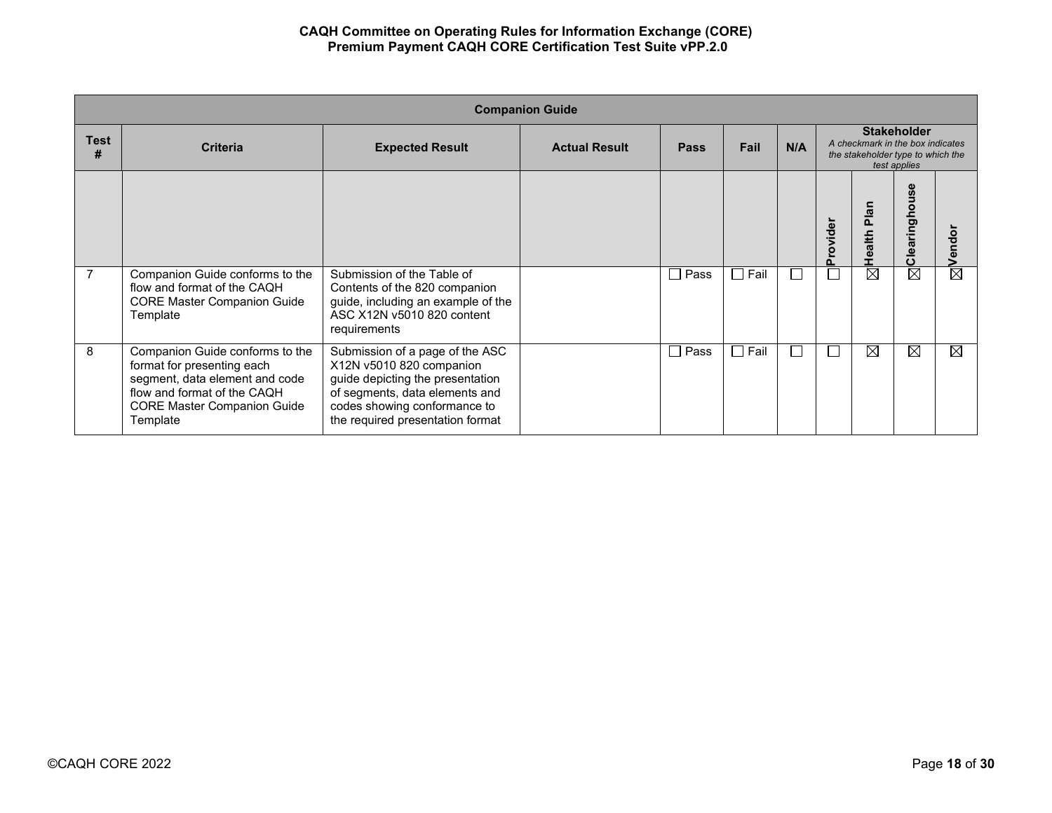| Companion Guide | | | | | | | | | | |
|---|---|---|---|---|---|---|---|---|---|---|
| Test # | Criteria | Expected Result | Actual Result | Pass | Fail | N/A | Stakeholder *A checkmark in the box indicates the stakeholder type to which the test applies* | | | |
| | | | | | | | Provider | Health Plan | Clearinghouse | Vendor |
| 7 | Companion Guide conforms to the flow and format of the CAQH CORE Master Companion Guide Template | Submission of the Table of Contents of the 820 companion guide, including an example of the ASC X12N v5010 820 content requirements | | ☐ Pass | ☐ Fail | ☐ | ☐ | ☒ | ☒ | ☒ |
| 8 | Companion Guide conforms to the format for presenting each segment, data element and code flow and format of the CAQH CORE Master Companion Guide Template | Submission of a page of the ASC X12N v5010 820 companion guide depicting the presentation of segments, data elements and codes showing conformance to the required presentation format | | ☐ Pass | ☐ Fail | ☐ | ☐ | ☒ | ☒ | ☒ |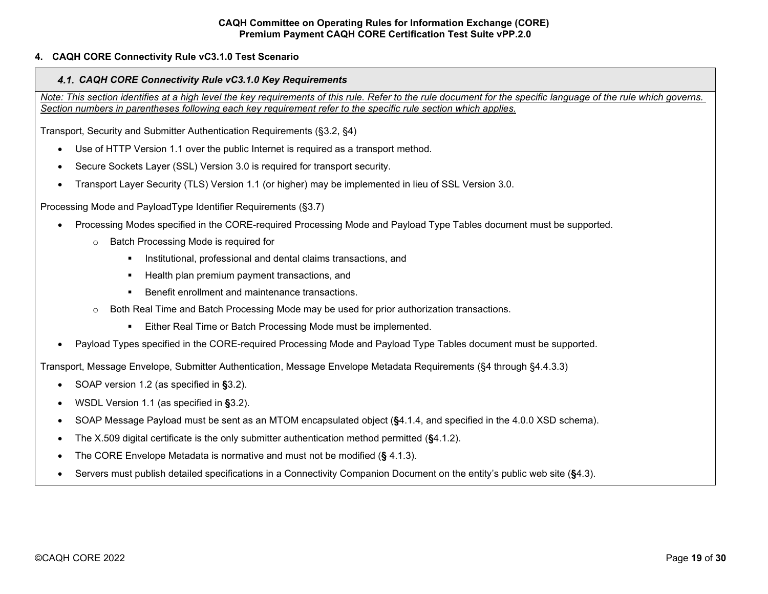## 4. CAQH CORE Connectivity Rule vC3.1.0 Test Scenario

### *4.1. CAQH CORE Connectivity Rule vC3.1.0 Key Requirements*

*<u>Note: This section identifies at a high level the key requirements of this rule. Refer to the rule document for the specific language of the rule which governs. Section numbers in parentheses following each key requirement refer to the specific rule section which applies.</u>*

Transport, Security and Submitter Authentication Requirements (§3.2, §4)

- Use of HTTP Version 1.1 over the public Internet is required as a transport method.
- Secure Sockets Layer (SSL) Version 3.0 is required for transport security.
- Transport Layer Security (TLS) Version 1.1 (or higher) may be implemented in lieu of SSL Version 3.0.

Processing Mode and PayloadType Identifier Requirements (§3.7)

- Processing Modes specified in the CORE-required Processing Mode and Payload Type Tables document must be supported.
  - Batch Processing Mode is required for
    - Institutional, professional and dental claims transactions, and
    - Health plan premium payment transactions, and
    - Benefit enrollment and maintenance transactions.
  - Both Real Time and Batch Processing Mode may be used for prior authorization transactions.
    - Either Real Time or Batch Processing Mode must be implemented.
- Payload Types specified in the CORE-required Processing Mode and Payload Type Tables document must be supported.

Transport, Message Envelope, Submitter Authentication, Message Envelope Metadata Requirements (§4 through §4.4.3.3)

- SOAP version 1.2 (as specified in **§**3.2).
- WSDL Version 1.1 (as specified in **§**3.2).
- SOAP Message Payload must be sent as an MTOM encapsulated object (**§**4.1.4, and specified in the 4.0.0 XSD schema).
- The X.509 digital certificate is the only submitter authentication method permitted (**§**4.1.2).
- The CORE Envelope Metadata is normative and must not be modified (**§** 4.1.3).
- Servers must publish detailed specifications in a Connectivity Companion Document on the entity's public web site (**§**4.3).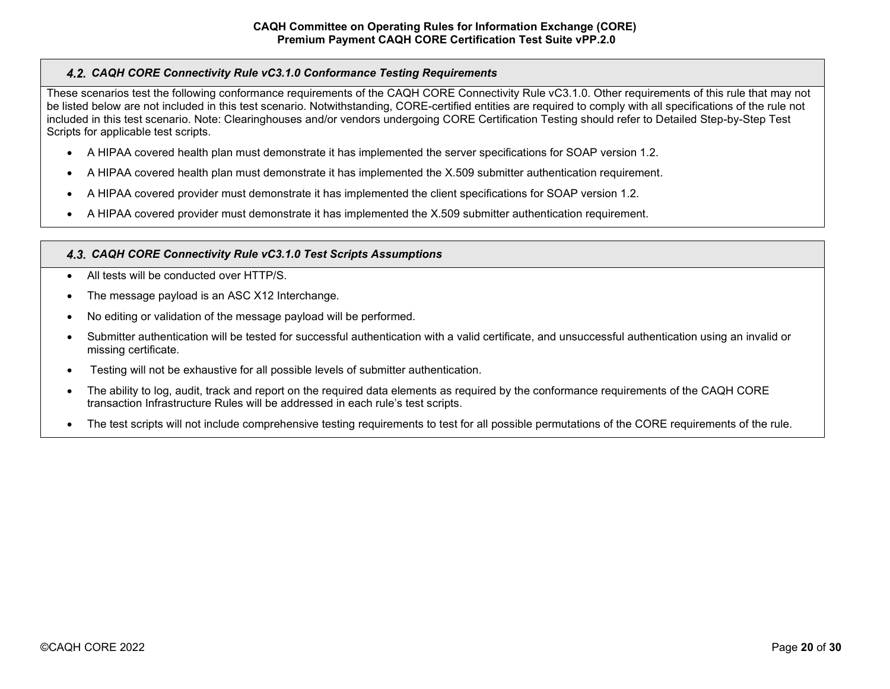### *4.2. CAQH CORE Connectivity Rule vC3.1.0 Conformance Testing Requirements*

These scenarios test the following conformance requirements of the CAQH CORE Connectivity Rule vC3.1.0. Other requirements of this rule that may not be listed below are not included in this test scenario. Notwithstanding, CORE-certified entities are required to comply with all specifications of the rule not included in this test scenario. Note: Clearinghouses and/or vendors undergoing CORE Certification Testing should refer to Detailed Step-by-Step Test Scripts for applicable test scripts.

- A HIPAA covered health plan must demonstrate it has implemented the server specifications for SOAP version 1.2.
- A HIPAA covered health plan must demonstrate it has implemented the X.509 submitter authentication requirement.
- A HIPAA covered provider must demonstrate it has implemented the client specifications for SOAP version 1.2.
- A HIPAA covered provider must demonstrate it has implemented the X.509 submitter authentication requirement.

### *4.3. CAQH CORE Connectivity Rule vC3.1.0 Test Scripts Assumptions*

- All tests will be conducted over HTTP/S.
- The message payload is an ASC X12 Interchange.
- No editing or validation of the message payload will be performed.
- Submitter authentication will be tested for successful authentication with a valid certificate, and unsuccessful authentication using an invalid or missing certificate.
- Testing will not be exhaustive for all possible levels of submitter authentication.
- The ability to log, audit, track and report on the required data elements as required by the conformance requirements of the CAQH CORE transaction Infrastructure Rules will be addressed in each rule's test scripts.
- The test scripts will not include comprehensive testing requirements to test for all possible permutations of the CORE requirements of the rule.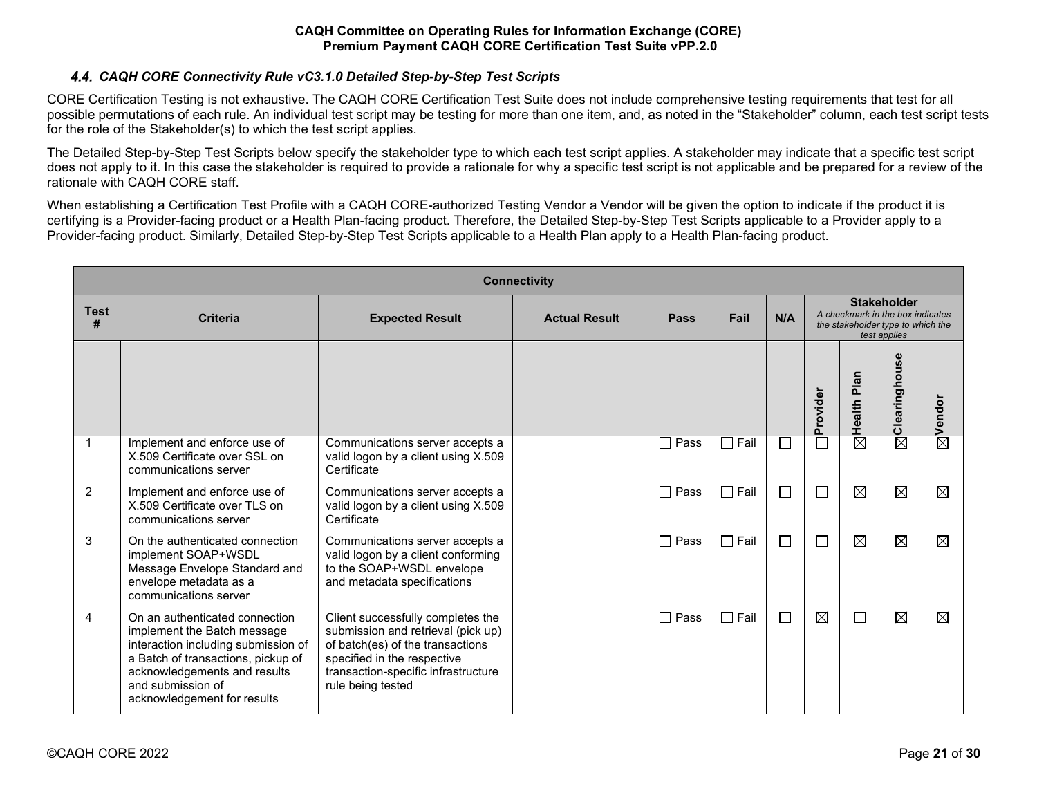### 4.4. CAQH CORE Connectivity Rule vC3.1.0 Detailed Step-by-Step Test Scripts

CORE Certification Testing is not exhaustive. The CAQH CORE Certification Test Suite does not include comprehensive testing requirements that test for all possible permutations of each rule. An individual test script may be testing for more than one item, and, as noted in the "Stakeholder" column, each test script tests for the role of the Stakeholder(s) to which the test script applies.

The Detailed Step-by-Step Test Scripts below specify the stakeholder type to which each test script applies. A stakeholder may indicate that a specific test script does not apply to it. In this case the stakeholder is required to provide a rationale for why a specific test script is not applicable and be prepared for a review of the rationale with CAQH CORE staff.

When establishing a Certification Test Profile with a CAQH CORE-authorized Testing Vendor a Vendor will be given the option to indicate if the product it is certifying is a Provider-facing product or a Health Plan-facing product. Therefore, the Detailed Step-by-Step Test Scripts applicable to a Provider apply to a Provider-facing product. Similarly, Detailed Step-by-Step Test Scripts applicable to a Health Plan apply to a Health Plan-facing product.

| Connectivity | | | | | | | | | | |
|---|---|---|---|---|---|---|---|---|---|---|
| Test # | Criteria | Expected Result | Actual Result | Pass | Fail | N/A | Stakeholder<br>*A checkmark in the box indicates the stakeholder type to which the test applies* | | | |
| | | | | | | | Provider | Health Plan | Clearinghouse | Vendor |
| 1 | Implement and enforce use of X.509 Certificate over SSL on communications server | Communications server accepts a valid logon by a client using X.509 Certificate | | ☐ Pass | ☐ Fail | ☐ | ☐ | ☒ | ☒ | ☒ |
| 2 | Implement and enforce use of X.509 Certificate over TLS on communications server | Communications server accepts a valid logon by a client using X.509 Certificate | | ☐ Pass | ☐ Fail | ☐ | ☐ | ☒ | ☒ | ☒ |
| 3 | On the authenticated connection implement SOAP+WSDL Message Envelope Standard and envelope metadata as a communications server | Communications server accepts a valid logon by a client conforming to the SOAP+WSDL envelope and metadata specifications | | ☐ Pass | ☐ Fail | ☐ | ☐ | ☒ | ☒ | ☒ |
| 4 | On an authenticated connection implement the Batch message interaction including submission of a Batch of transactions, pickup of acknowledgements and results and submission of acknowledgement for results | Client successfully completes the submission and retrieval (pick up) of batch(es) of the transactions specified in the respective transaction-specific infrastructure rule being tested | | ☐ Pass | ☐ Fail | ☐ | ☒ | ☐ | ☒ | ☒ |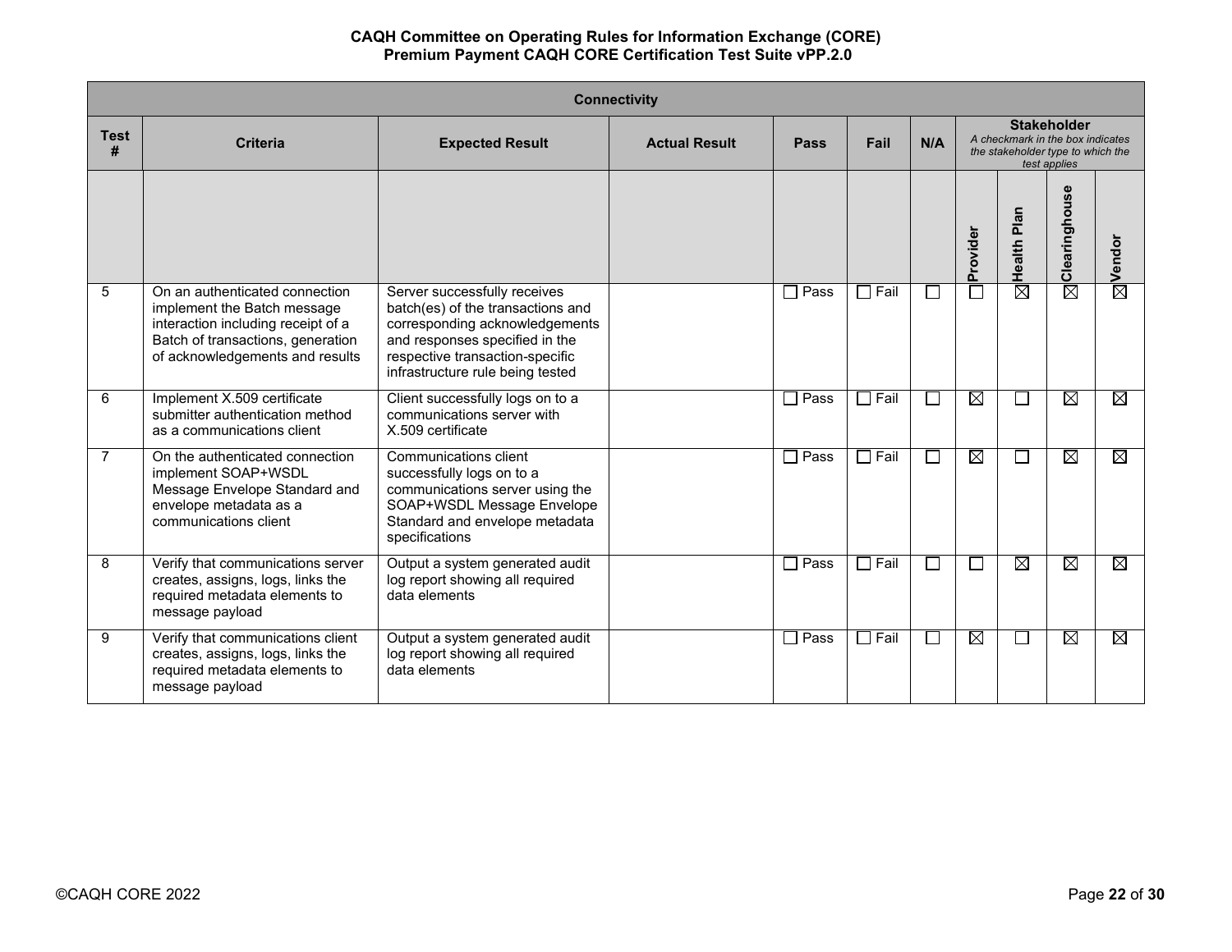| Connectivity | | | | | | | | | | |
|---|---|---|---|---|---|---|---|---|---|---|
| **Test #** | **Criteria** | **Expected Result** | **Actual Result** | **Pass** | **Fail** | **N/A** | **Stakeholder** *A checkmark in the box indicates the stakeholder type to which the test applies* | | | |
| | | | | | | | **Provider** | **Health Plan** | **Clearinghouse** | **Vendor** |
| 5 | On an authenticated connection implement the Batch message interaction including receipt of a Batch of transactions, generation of acknowledgements and results | Server successfully receives batch(es) of the transactions and corresponding acknowledgements and responses specified in the respective transaction-specific infrastructure rule being tested | | ☐ Pass | ☐ Fail | ☐ | ☐ | ☒ | ☒ | ☒ |
| 6 | Implement X.509 certificate submitter authentication method as a communications client | Client successfully logs on to a communications server with X.509 certificate | | ☐ Pass | ☐ Fail | ☐ | ☒ | ☐ | ☒ | ☒ |
| 7 | On the authenticated connection implement SOAP+WSDL Message Envelope Standard and envelope metadata as a communications client | Communications client successfully logs on to a communications server using the SOAP+WSDL Message Envelope Standard and envelope metadata specifications | | ☐ Pass | ☐ Fail | ☐ | ☒ | ☐ | ☒ | ☒ |
| 8 | Verify that communications server creates, assigns, logs, links the required metadata elements to message payload | Output a system generated audit log report showing all required data elements | | ☐ Pass | ☐ Fail | ☐ | ☐ | ☒ | ☒ | ☒ |
| 9 | Verify that communications client creates, assigns, logs, links the required metadata elements to message payload | Output a system generated audit log report showing all required data elements | | ☐ Pass | ☐ Fail | ☐ | ☒ | ☐ | ☒ | ☒ |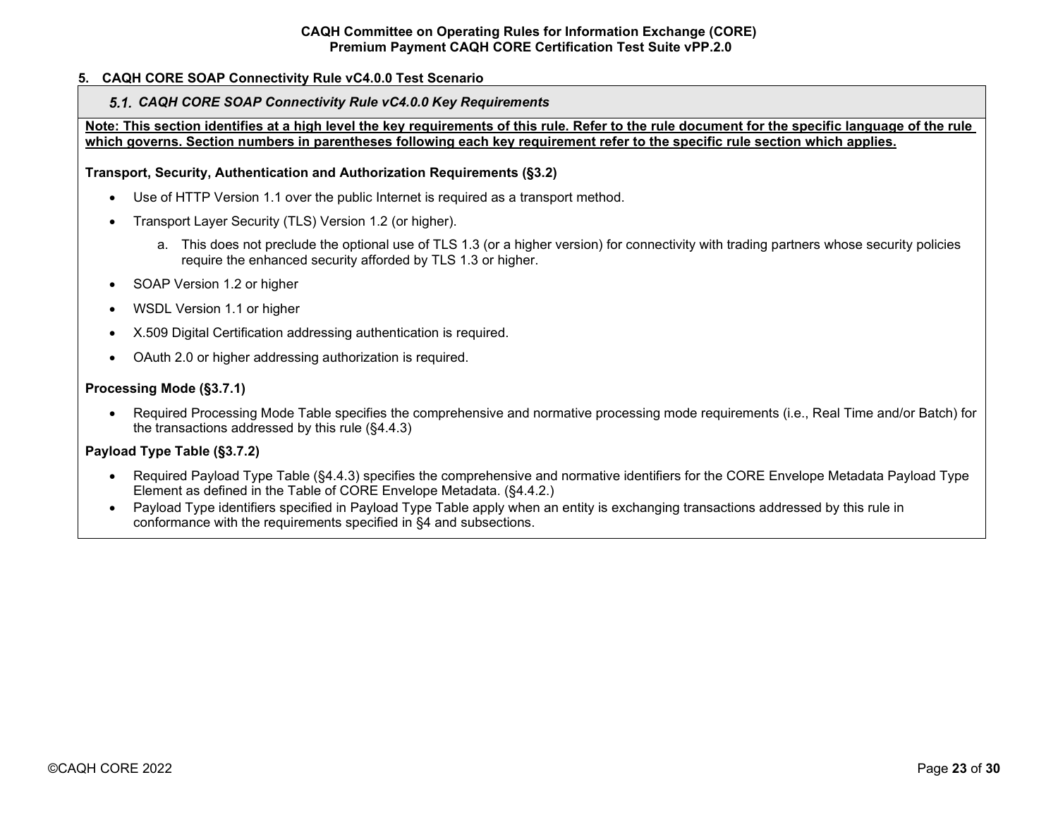## 5. CAQH CORE SOAP Connectivity Rule vC4.0.0 Test Scenario

### *5.1. CAQH CORE SOAP Connectivity Rule vC4.0.0 Key Requirements*

**Note: This section identifies at a high level the key requirements of this rule. Refer to the rule document for the specific language of the rule which governs. Section numbers in parentheses following each key requirement refer to the specific rule section which applies.**

**Transport, Security, Authentication and Authorization Requirements (§3.2)**

- Use of HTTP Version 1.1 over the public Internet is required as a transport method.
- Transport Layer Security (TLS) Version 1.2 (or higher).
    a. This does not preclude the optional use of TLS 1.3 (or a higher version) for connectivity with trading partners whose security policies require the enhanced security afforded by TLS 1.3 or higher.
- SOAP Version 1.2 or higher
- WSDL Version 1.1 or higher
- X.509 Digital Certification addressing authentication is required.
- OAuth 2.0 or higher addressing authorization is required.

**Processing Mode (§3.7.1)**

- Required Processing Mode Table specifies the comprehensive and normative processing mode requirements (i.e., Real Time and/or Batch) for the transactions addressed by this rule (§4.4.3)

**Payload Type Table (§3.7.2)**

- Required Payload Type Table (§4.4.3) specifies the comprehensive and normative identifiers for the CORE Envelope Metadata Payload Type Element as defined in the Table of CORE Envelope Metadata. (§4.4.2.)
- Payload Type identifiers specified in Payload Type Table apply when an entity is exchanging transactions addressed by this rule in conformance with the requirements specified in §4 and subsections.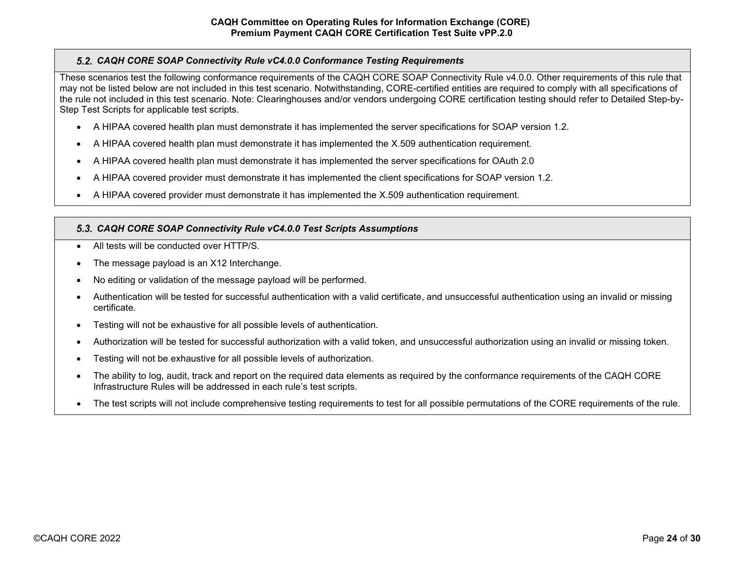### *5.2. CAQH CORE SOAP Connectivity Rule vC4.0.0 Conformance Testing Requirements*

These scenarios test the following conformance requirements of the CAQH CORE SOAP Connectivity Rule v4.0.0. Other requirements of this rule that may not be listed below are not included in this test scenario. Notwithstanding, CORE-certified entities are required to comply with all specifications of the rule not included in this test scenario. Note: Clearinghouses and/or vendors undergoing CORE certification testing should refer to Detailed Step-by-Step Test Scripts for applicable test scripts.

- A HIPAA covered health plan must demonstrate it has implemented the server specifications for SOAP version 1.2.
- A HIPAA covered health plan must demonstrate it has implemented the X.509 authentication requirement.
- A HIPAA covered health plan must demonstrate it has implemented the server specifications for OAuth 2.0
- A HIPAA covered provider must demonstrate it has implemented the client specifications for SOAP version 1.2.
- A HIPAA covered provider must demonstrate it has implemented the X.509 authentication requirement.

### *5.3. CAQH CORE SOAP Connectivity Rule vC4.0.0 Test Scripts Assumptions*

- All tests will be conducted over HTTP/S.
- The message payload is an X12 Interchange.
- No editing or validation of the message payload will be performed.
- Authentication will be tested for successful authentication with a valid certificate, and unsuccessful authentication using an invalid or missing certificate.
- Testing will not be exhaustive for all possible levels of authentication.
- Authorization will be tested for successful authorization with a valid token, and unsuccessful authorization using an invalid or missing token.
- Testing will not be exhaustive for all possible levels of authorization.
- The ability to log, audit, track and report on the required data elements as required by the conformance requirements of the CAQH CORE Infrastructure Rules will be addressed in each rule's test scripts.
- The test scripts will not include comprehensive testing requirements to test for all possible permutations of the CORE requirements of the rule.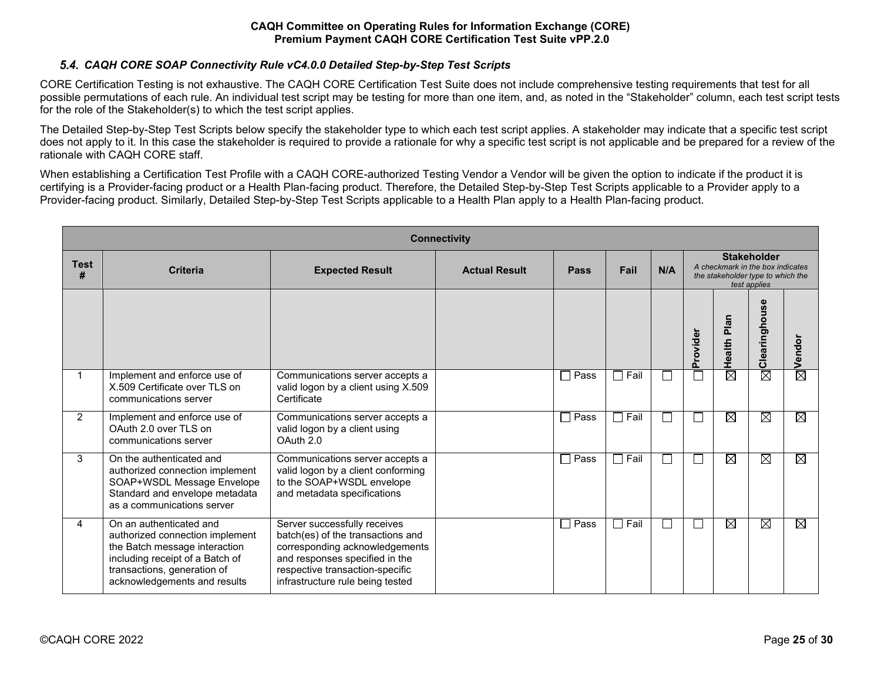### 5.4. *CAQH CORE SOAP Connectivity Rule vC4.0.0 Detailed Step-by-Step Test Scripts*

CORE Certification Testing is not exhaustive. The CAQH CORE Certification Test Suite does not include comprehensive testing requirements that test for all possible permutations of each rule. An individual test script may be testing for more than one item, and, as noted in the "Stakeholder" column, each test script tests for the role of the Stakeholder(s) to which the test script applies.

The Detailed Step-by-Step Test Scripts below specify the stakeholder type to which each test script applies. A stakeholder may indicate that a specific test script does not apply to it. In this case the stakeholder is required to provide a rationale for why a specific test script is not applicable and be prepared for a review of the rationale with CAQH CORE staff.

When establishing a Certification Test Profile with a CAQH CORE-authorized Testing Vendor a Vendor will be given the option to indicate if the product it is certifying is a Provider-facing product or a Health Plan-facing product. Therefore, the Detailed Step-by-Step Test Scripts applicable to a Provider apply to a Provider-facing product. Similarly, Detailed Step-by-Step Test Scripts applicable to a Health Plan apply to a Health Plan-facing product.

| **Connectivity** | | | | | | | | | | |
|---|---|---|---|---|---|---|---|---|---|---|
| **Test #** | **Criteria** | **Expected Result** | **Actual Result** | **Pass** | **Fail** | **N/A** | **Stakeholder** *A checkmark in the box indicates the stakeholder type to which the test applies* | | | |
| | | | | | | | **Provider** | **Health Plan** | **Clearinghouse** | **Vendor** |
| 1 | Implement and enforce use of X.509 Certificate over TLS on communications server | Communications server accepts a valid logon by a client using X.509 Certificate | | ☐ Pass | ☐ Fail | ☐ | ☐ | ☒ | ☒ | ☒ |
| 2 | Implement and enforce use of OAuth 2.0 over TLS on communications server | Communications server accepts a valid logon by a client using OAuth 2.0 | | ☐ Pass | ☐ Fail | ☐ | ☐ | ☒ | ☒ | ☒ |
| 3 | On the authenticated and authorized connection implement SOAP+WSDL Message Envelope Standard and envelope metadata as a communications server | Communications server accepts a valid logon by a client conforming to the SOAP+WSDL envelope and metadata specifications | | ☐ Pass | ☐ Fail | ☐ | ☐ | ☒ | ☒ | ☒ |
| 4 | On an authenticated and authorized connection implement the Batch message interaction including receipt of a Batch of transactions, generation of acknowledgements and results | Server successfully receives batch(es) of the transactions and corresponding acknowledgements and responses specified in the respective transaction-specific infrastructure rule being tested | | ☐ Pass | ☐ Fail | ☐ | ☐ | ☒ | ☒ | ☒ |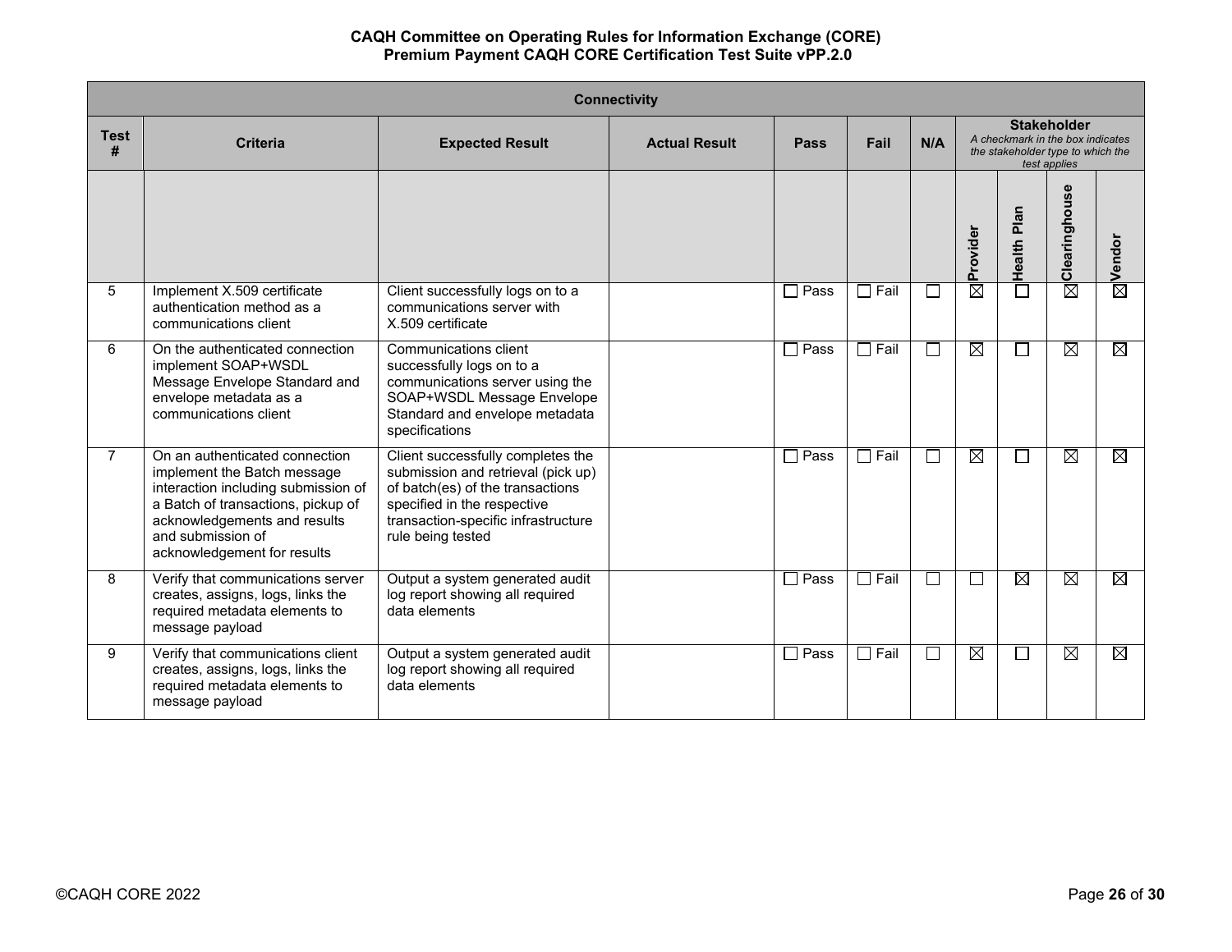| Connectivity | | | | | | | | | | |
|---|---|---|---|---|---|---|---|---|---|---|
| **Test #** | **Criteria** | **Expected Result** | **Actual Result** | **Pass** | **Fail** | **N/A** | **Stakeholder** *A checkmark in the box indicates the stakeholder type to which the test applies* | | | |
| | | | | | | | **Provider** | **Health Plan** | **Clearinghouse** | **Vendor** |
| 5 | Implement X.509 certificate authentication method as a communications client | Client successfully logs on to a communications server with X.509 certificate | | ☐ Pass | ☐ Fail | ☐ | ☒ | ☐ | ☒ | ☒ |
| 6 | On the authenticated connection implement SOAP+WSDL Message Envelope Standard and envelope metadata as a communications client | Communications client successfully logs on to a communications server using the SOAP+WSDL Message Envelope Standard and envelope metadata specifications | | ☐ Pass | ☐ Fail | ☐ | ☒ | ☐ | ☒ | ☒ |
| 7 | On an authenticated connection implement the Batch message interaction including submission of a Batch of transactions, pickup of acknowledgements and results and submission of acknowledgement for results | Client successfully completes the submission and retrieval (pick up) of batch(es) of the transactions specified in the respective transaction-specific infrastructure rule being tested | | ☐ Pass | ☐ Fail | ☐ | ☒ | ☐ | ☒ | ☒ |
| 8 | Verify that communications server creates, assigns, logs, links the required metadata elements to message payload | Output a system generated audit log report showing all required data elements | | ☐ Pass | ☐ Fail | ☐ | ☐ | ☒ | ☒ | ☒ |
| 9 | Verify that communications client creates, assigns, logs, links the required metadata elements to message payload | Output a system generated audit log report showing all required data elements | | ☐ Pass | ☐ Fail | ☐ | ☒ | ☐ | ☒ | ☒ |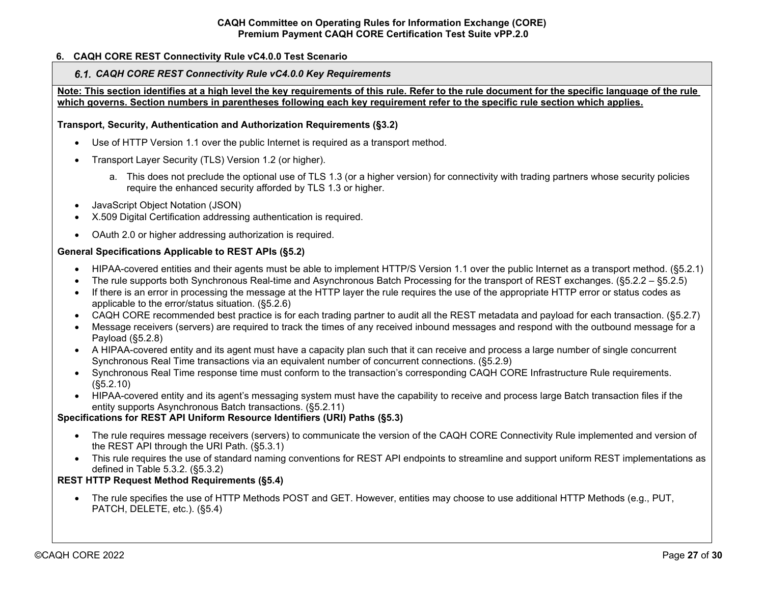## 6. CAQH CORE REST Connectivity Rule vC4.0.0 Test Scenario

### 6.1. CAQH CORE REST Connectivity Rule vC4.0.0 Key Requirements

**Note: This section identifies at a high level the key requirements of this rule. Refer to the rule document for the specific language of the rule which governs. Section numbers in parentheses following each key requirement refer to the specific rule section which applies.**

**Transport, Security, Authentication and Authorization Requirements (§3.2)**

- Use of HTTP Version 1.1 over the public Internet is required as a transport method.
- Transport Layer Security (TLS) Version 1.2 (or higher).
    a. This does not preclude the optional use of TLS 1.3 (or a higher version) for connectivity with trading partners whose security policies require the enhanced security afforded by TLS 1.3 or higher.
- JavaScript Object Notation (JSON)
- X.509 Digital Certification addressing authentication is required.
- OAuth 2.0 or higher addressing authorization is required.

**General Specifications Applicable to REST APIs (§5.2)**

- HIPAA-covered entities and their agents must be able to implement HTTP/S Version 1.1 over the public Internet as a transport method. (§5.2.1)
- The rule supports both Synchronous Real-time and Asynchronous Batch Processing for the transport of REST exchanges. (§5.2.2 – §5.2.5)
- If there is an error in processing the message at the HTTP layer the rule requires the use of the appropriate HTTP error or status codes as applicable to the error/status situation. (§5.2.6)
- CAQH CORE recommended best practice is for each trading partner to audit all the REST metadata and payload for each transaction. (§5.2.7)
- Message receivers (servers) are required to track the times of any received inbound messages and respond with the outbound message for a Payload (§5.2.8)
- A HIPAA-covered entity and its agent must have a capacity plan such that it can receive and process a large number of single concurrent Synchronous Real Time transactions via an equivalent number of concurrent connections. (§5.2.9)
- Synchronous Real Time response time must conform to the transaction's corresponding CAQH CORE Infrastructure Rule requirements. (§5.2.10)
- HIPAA-covered entity and its agent's messaging system must have the capability to receive and process large Batch transaction files if the entity supports Asynchronous Batch transactions. (§5.2.11)

**Specifications for REST API Uniform Resource Identifiers (URI) Paths (§5.3)**

- The rule requires message receivers (servers) to communicate the version of the CAQH CORE Connectivity Rule implemented and version of the REST API through the URI Path. (§5.3.1)
- This rule requires the use of standard naming conventions for REST API endpoints to streamline and support uniform REST implementations as defined in Table 5.3.2. (§5.3.2)

**REST HTTP Request Method Requirements (§5.4)**

- The rule specifies the use of HTTP Methods POST and GET. However, entities may choose to use additional HTTP Methods (e.g., PUT, PATCH, DELETE, etc.). (§5.4)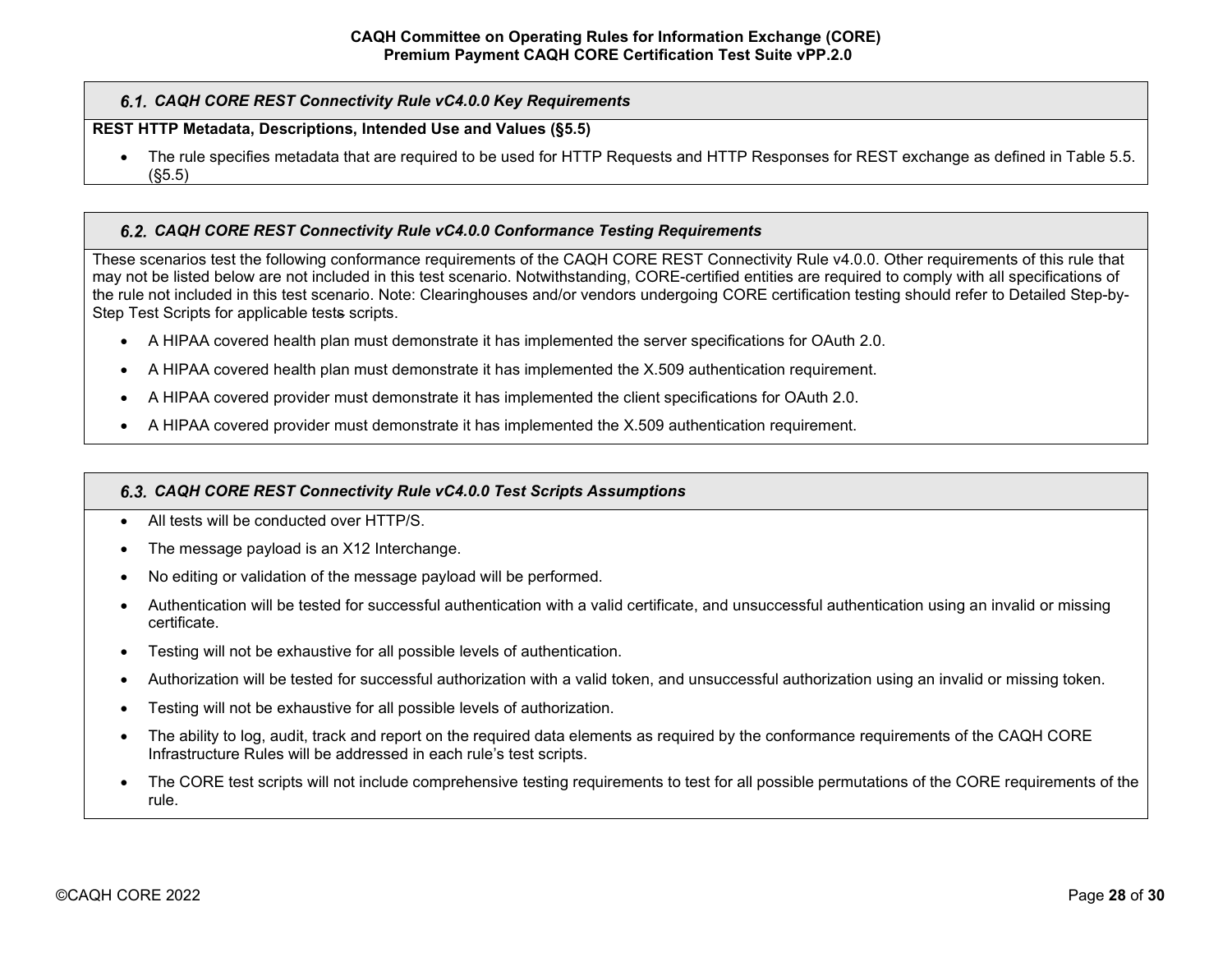### 6.1. *CAQH CORE REST Connectivity Rule vC4.0.0 Key Requirements*

**REST HTTP Metadata, Descriptions, Intended Use and Values (§5.5)**

- The rule specifies metadata that are required to be used for HTTP Requests and HTTP Responses for REST exchange as defined in Table 5.5. (§5.5)

### 6.2. *CAQH CORE REST Connectivity Rule vC4.0.0 Conformance Testing Requirements*

These scenarios test the following conformance requirements of the CAQH CORE REST Connectivity Rule v4.0.0. Other requirements of this rule that may not be listed below are not included in this test scenario. Notwithstanding, CORE-certified entities are required to comply with all specifications of the rule not included in this test scenario. Note: Clearinghouses and/or vendors undergoing CORE certification testing should refer to Detailed Step-by-Step Test Scripts for applicable tests scripts.

- A HIPAA covered health plan must demonstrate it has implemented the server specifications for OAuth 2.0.
- A HIPAA covered health plan must demonstrate it has implemented the X.509 authentication requirement.
- A HIPAA covered provider must demonstrate it has implemented the client specifications for OAuth 2.0.
- A HIPAA covered provider must demonstrate it has implemented the X.509 authentication requirement.

### 6.3. *CAQH CORE REST Connectivity Rule vC4.0.0 Test Scripts Assumptions*

- All tests will be conducted over HTTP/S.
- The message payload is an X12 Interchange.
- No editing or validation of the message payload will be performed.
- Authentication will be tested for successful authentication with a valid certificate, and unsuccessful authentication using an invalid or missing certificate.
- Testing will not be exhaustive for all possible levels of authentication.
- Authorization will be tested for successful authorization with a valid token, and unsuccessful authorization using an invalid or missing token.
- Testing will not be exhaustive for all possible levels of authorization.
- The ability to log, audit, track and report on the required data elements as required by the conformance requirements of the CAQH CORE Infrastructure Rules will be addressed in each rule's test scripts.
- The CORE test scripts will not include comprehensive testing requirements to test for all possible permutations of the CORE requirements of the rule.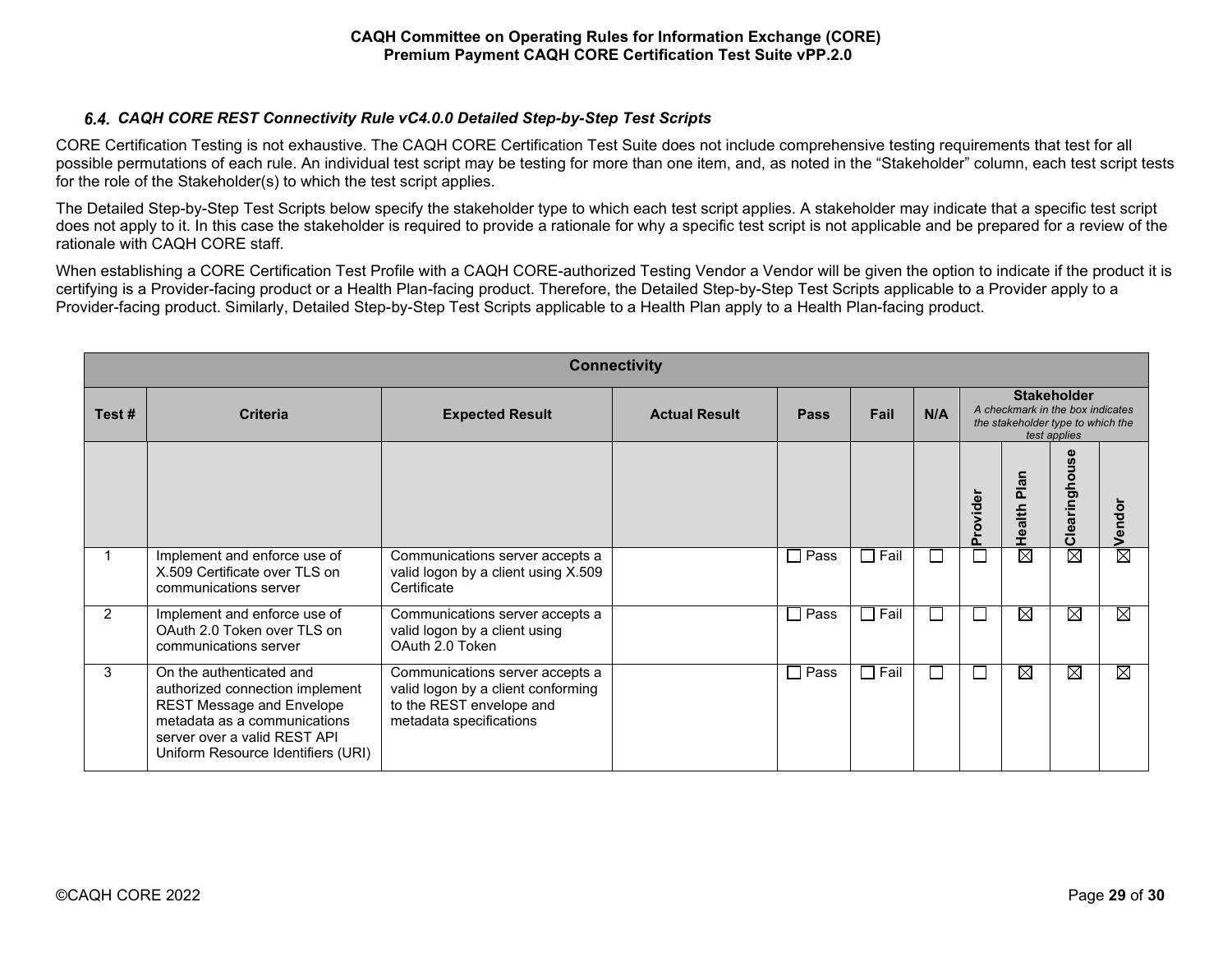### 6.4. CAQH CORE REST Connectivity Rule vC4.0.0 Detailed Step-by-Step Test Scripts

CORE Certification Testing is not exhaustive. The CAQH CORE Certification Test Suite does not include comprehensive testing requirements that test for all possible permutations of each rule. An individual test script may be testing for more than one item, and, as noted in the "Stakeholder" column, each test script tests for the role of the Stakeholder(s) to which the test script applies.

The Detailed Step-by-Step Test Scripts below specify the stakeholder type to which each test script applies. A stakeholder may indicate that a specific test script does not apply to it. In this case the stakeholder is required to provide a rationale for why a specific test script is not applicable and be prepared for a review of the rationale with CAQH CORE staff.

When establishing a CORE Certification Test Profile with a CAQH CORE-authorized Testing Vendor a Vendor will be given the option to indicate if the product it is certifying is a Provider-facing product or a Health Plan-facing product. Therefore, the Detailed Step-by-Step Test Scripts applicable to a Provider apply to a Provider-facing product. Similarly, Detailed Step-by-Step Test Scripts applicable to a Health Plan apply to a Health Plan-facing product.

| **Connectivity** | | | | | | | | | | |
|---|---|---|---|---|---|---|---|---|---|---|
| **Test #** | **Criteria** | **Expected Result** | **Actual Result** | **Pass** | **Fail** | **N/A** | **Stakeholder** *A checkmark in the box indicates the stakeholder type to which the test applies* | | | |
| | | | | | | | **Provider** | **Health Plan** | **Clearinghouse** | **Vendor** |
| 1 | Implement and enforce use of X.509 Certificate over TLS on communications server | Communications server accepts a valid logon by a client using X.509 Certificate | | ☐ Pass | ☐ Fail | ☐ | ☐ | ☒ | ☒ | ☒ |
| 2 | Implement and enforce use of OAuth 2.0 Token over TLS on communications server | Communications server accepts a valid logon by a client using OAuth 2.0 Token | | ☐ Pass | ☐ Fail | ☐ | ☐ | ☒ | ☒ | ☒ |
| 3 | On the authenticated and authorized connection implement REST Message and Envelope metadata as a communications server over a valid REST API Uniform Resource Identifiers (URI) | Communications server accepts a valid logon by a client conforming to the REST envelope and metadata specifications | | ☐ Pass | ☐ Fail | ☐ | ☐ | ☒ | ☒ | ☒ |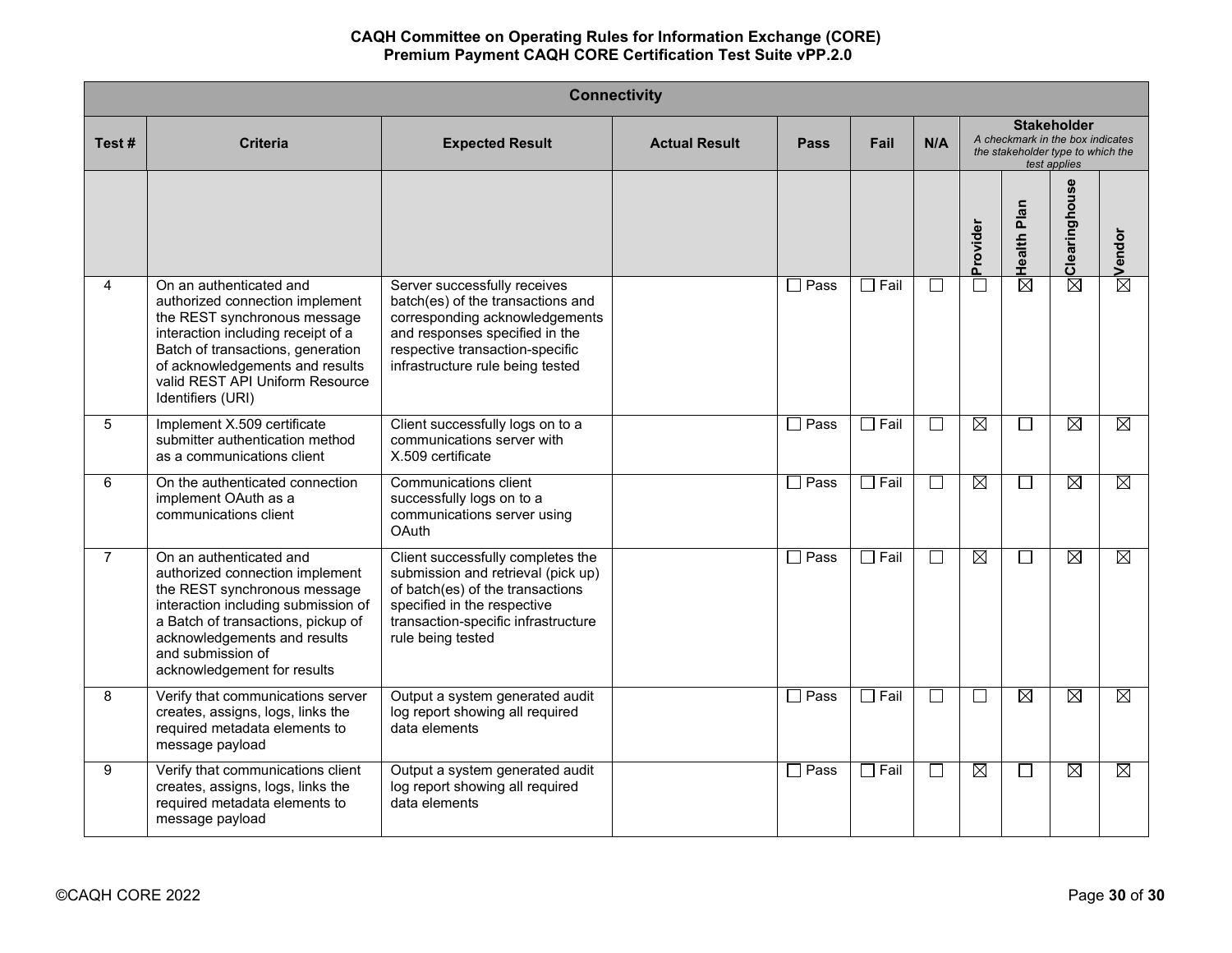| Connectivity | | | | | | | | | | |
|---|---|---|---|---|---|---|---|---|---|---|
| Test # | Criteria | Expected Result | Actual Result | Pass | Fail | N/A | Stakeholder *A checkmark in the box indicates the stakeholder type to which the test applies* | | | |
| | | | | | | | Provider | Health Plan | Clearinghouse | Vendor |
| 4 | On an authenticated and authorized connection implement the REST synchronous message interaction including receipt of a Batch of transactions, generation of acknowledgements and results valid REST API Uniform Resource Identifiers (URI) | Server successfully receives batch(es) of the transactions and corresponding acknowledgements and responses specified in the respective transaction-specific infrastructure rule being tested | | ☐ Pass | ☐ Fail | ☐ | ☐ | ☒ | ☒ | ☒ |
| 5 | Implement X.509 certificate submitter authentication method as a communications client | Client successfully logs on to a communications server with X.509 certificate | | ☐ Pass | ☐ Fail | ☐ | ☒ | ☐ | ☒ | ☒ |
| 6 | On the authenticated connection implement OAuth as a communications client | Communications client successfully logs on to a communications server using OAuth | | ☐ Pass | ☐ Fail | ☐ | ☒ | ☐ | ☒ | ☒ |
| 7 | On an authenticated and authorized connection implement the REST synchronous message interaction including submission of a Batch of transactions, pickup of acknowledgements and results and submission of acknowledgement for results | Client successfully completes the submission and retrieval (pick up) of batch(es) of the transactions specified in the respective transaction-specific infrastructure rule being tested | | ☐ Pass | ☐ Fail | ☐ | ☒ | ☐ | ☒ | ☒ |
| 8 | Verify that communications server creates, assigns, logs, links the required metadata elements to message payload | Output a system generated audit log report showing all required data elements | | ☐ Pass | ☐ Fail | ☐ | ☐ | ☒ | ☒ | ☒ |
| 9 | Verify that communications client creates, assigns, logs, links the required metadata elements to message payload | Output a system generated audit log report showing all required data elements | | ☐ Pass | ☐ Fail | ☐ | ☒ | ☐ | ☒ | ☒ |